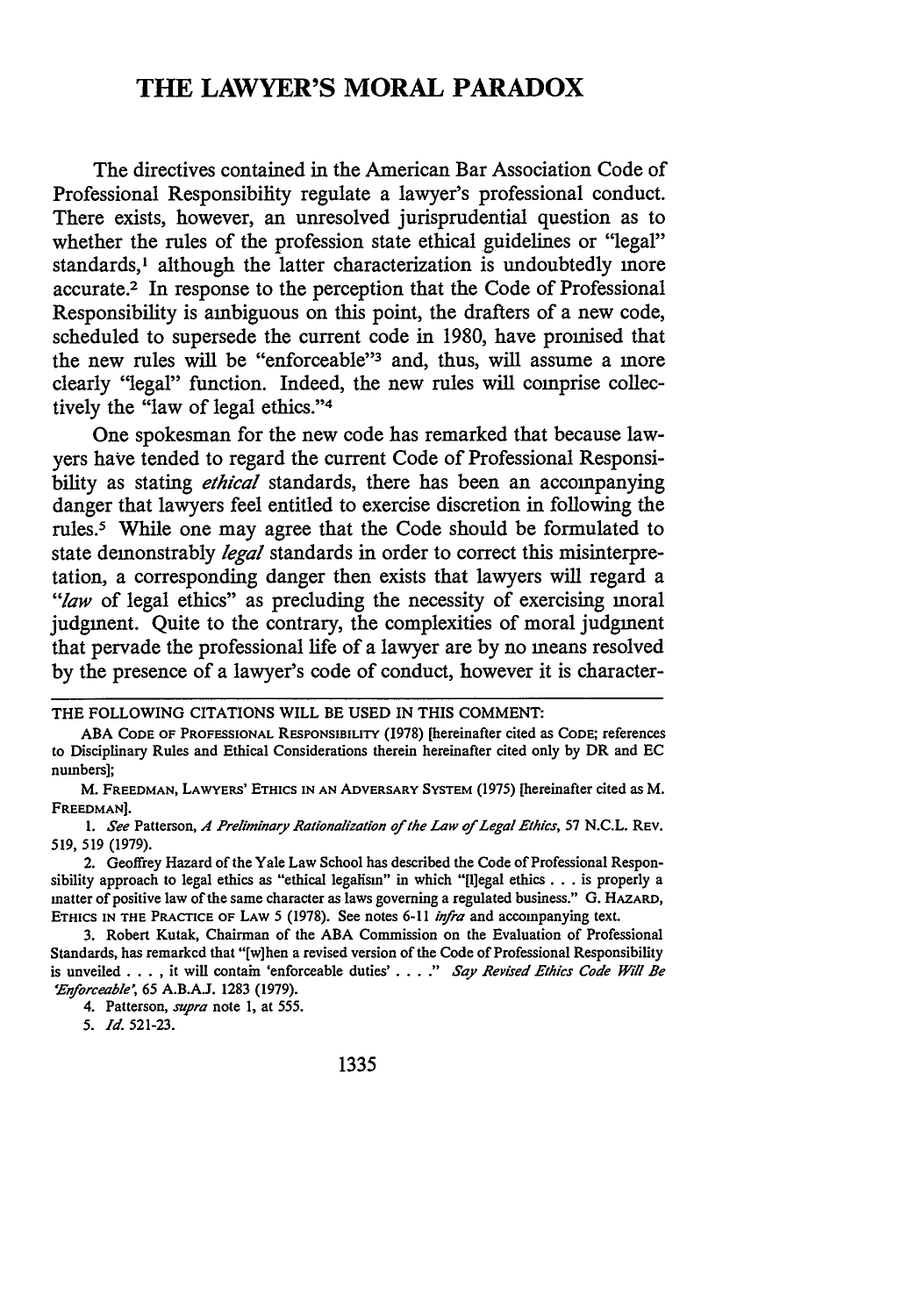# THE LAWYER'S MORAL PARADOX

The directives contained in the American Bar Association Code of Professional Responsibility regulate a lawyer's professional conduct. There exists, however, an unresolved jurisprudential question as to whether the rules of the profession state ethical guidelines or "legal" standards,[1] although the latter characterization is undoubtedly more accurate.[2] In response to the perception that the Code of Professional Responsibility is ambiguous on this point, the drafters of a new code, scheduled to supersede the current code in 1980, have promised that the new rules will be "enforceable"[3] and, thus, will assume a more clearly "legal" function. Indeed, the new rules will comprise collectively the "law of legal ethics."[4]

One spokesman for the new code has remarked that because lawyers have tended to regard the current Code of Professional Responsibility as stating *ethical* standards, there has been an accompanying danger that lawyers feel entitled to exercise discretion in following the rules.[5] While one may agree that the Code should be formulated to state demonstrably *legal* standards in order to correct this misinterpretation, a corresponding danger then exists that lawyers will regard a "*law* of legal ethics" as precluding the necessity of exercising moral judgment. Quite to the contrary, the complexities of moral judgment that pervade the professional life of a lawyer are by no means resolved by the presence of a lawyer's code of conduct, however it is character-

---

THE FOLLOWING CITATIONS WILL BE USED IN THIS COMMENT:

ABA CODE OF PROFESSIONAL RESPONSIBILITY (1978) [hereinafter cited as CODE; references to Disciplinary Rules and Ethical Considerations therein hereinafter cited only by DR and EC numbers];

M. FREEDMAN, LAWYERS' ETHICS IN AN ADVERSARY SYSTEM (1975) [hereinafter cited as M. FREEDMAN].

1. *See* Patterson, *A Preliminary Rationalization of the Law of Legal Ethics*, 57 N.C.L. REV. 519, 519 (1979).

2. Geoffrey Hazard of the Yale Law School has described the Code of Professional Responsibility approach to legal ethics as "ethical legalism" in which "[l]egal ethics . . . is properly a matter of positive law of the same character as laws governing a regulated business." G. HAZARD, ETHICS IN THE PRACTICE OF LAW 5 (1978). See notes 6-11 *infra* and accompanying text.

3. Robert Kutak, Chairman of the ABA Commission on the Evaluation of Professional Standards, has remarked that "[w]hen a revised version of the Code of Professional Responsibility is unveiled . . . , it will contain 'enforceable duties' . . . ." *Say Revised Ethics Code Will Be 'Enforceable'*, 65 A.B.A.J. 1283 (1979).

4. Patterson, *supra* note 1, at 555.

5. *Id.* 521-23.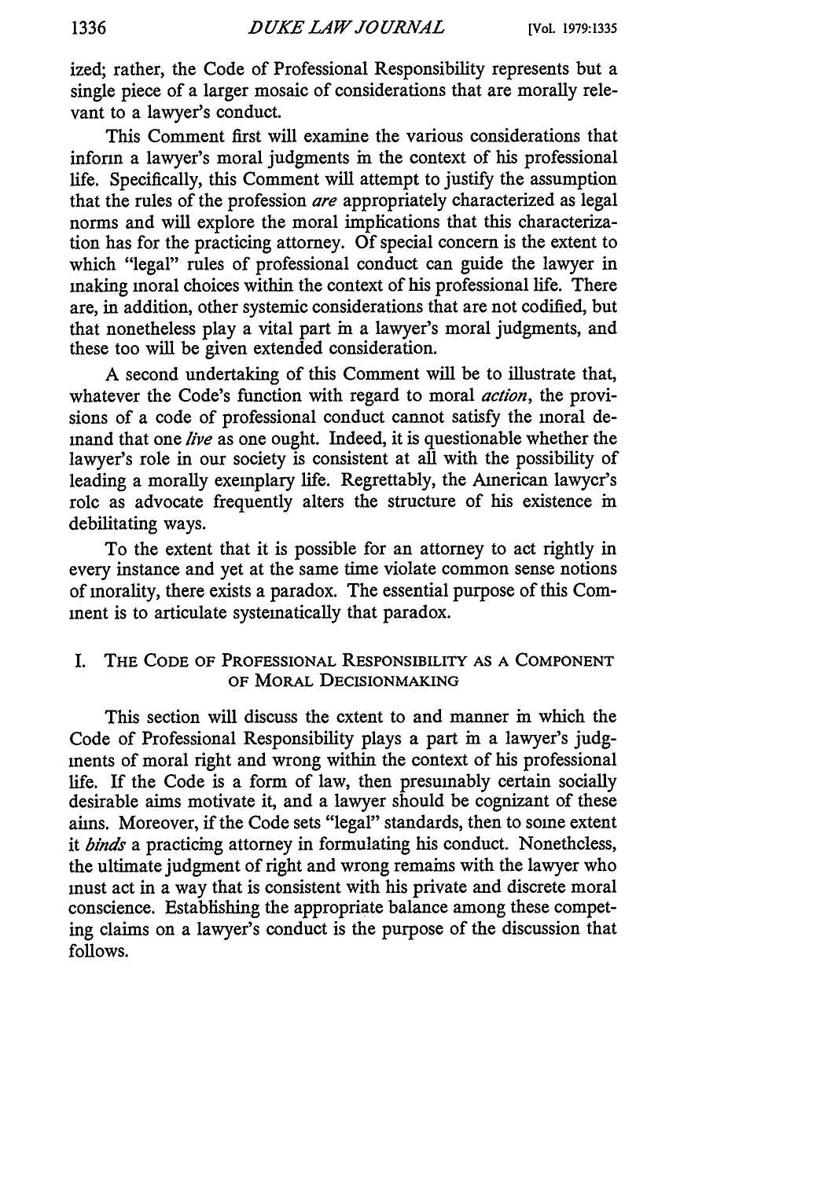ized; rather, the Code of Professional Responsibility represents but a single piece of a larger mosaic of considerations that are morally relevant to a lawyer's conduct.

This Comment first will examine the various considerations that inform a lawyer's moral judgments in the context of his professional life. Specifically, this Comment will attempt to justify the assumption that the rules of the profession *are* appropriately characterized as legal norms and will explore the moral implications that this characterization has for the practicing attorney. Of special concern is the extent to which "legal" rules of professional conduct can guide the lawyer in making moral choices within the context of his professional life. There are, in addition, other systemic considerations that are not codified, but that nonetheless play a vital part in a lawyer's moral judgments, and these too will be given extended consideration.

A second undertaking of this Comment will be to illustrate that, whatever the Code's function with regard to moral *action*, the provisions of a code of professional conduct cannot satisfy the moral demand that one *live* as one ought. Indeed, it is questionable whether the lawyer's role in our society is consistent at all with the possibility of leading a morally exemplary life. Regrettably, the American lawyer's role as advocate frequently alters the structure of his existence in debilitating ways.

To the extent that it is possible for an attorney to act rightly in every instance and yet at the same time violate common sense notions of morality, there exists a paradox. The essential purpose of this Comment is to articulate systematically that paradox.

## I. The Code of Professional Responsibility as a Component of Moral Decisionmaking

This section will discuss the extent to and manner in which the Code of Professional Responsibility plays a part in a lawyer's judgments of moral right and wrong within the context of his professional life. If the Code is a form of law, then presumably certain socially desirable aims motivate it, and a lawyer should be cognizant of these aims. Moreover, if the Code sets "legal" standards, then to some extent it *binds* a practicing attorney in formulating his conduct. Nonetheless, the ultimate judgment of right and wrong remains with the lawyer who must act in a way that is consistent with his private and discrete moral conscience. Establishing the appropriate balance among these competing claims on a lawyer's conduct is the purpose of the discussion that follows.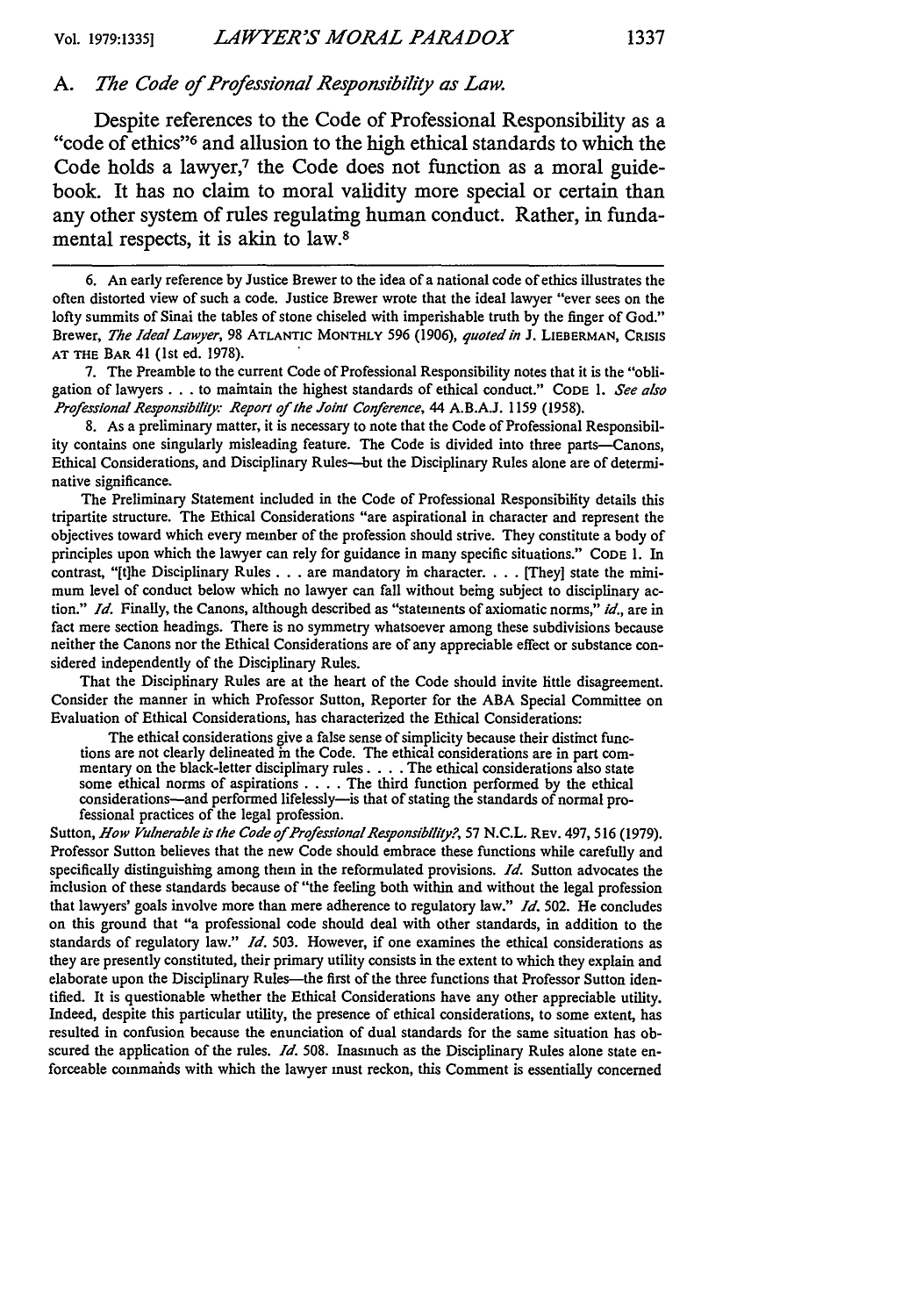### A. *The Code of Professional Responsibility as Law.*

Despite references to the Code of Professional Responsibility as a "code of ethics"[6] and allusion to the high ethical standards to which the Code holds a lawyer,[7] the Code does not function as a moral guidebook. It has no claim to moral validity more special or certain than any other system of rules regulating human conduct. Rather, in fundamental respects, it is akin to law.[8]

---

6. An early reference by Justice Brewer to the idea of a national code of ethics illustrates the often distorted view of such a code. Justice Brewer wrote that the ideal lawyer "ever sees on the lofty summits of Sinai the tables of stone chiseled with imperishable truth by the finger of God." Brewer, *The Ideal Lawyer*, 98 ATLANTIC MONTHLY 596 (1906), *quoted in* J. LIEBERMAN, CRISIS AT THE BAR 41 (1st ed. 1978).

7. The Preamble to the current Code of Professional Responsibility notes that it is the "obligation of lawyers . . . to maintain the highest standards of ethical conduct." CODE 1. *See also Professional Responsibility: Report of the Joint Conference*, 44 A.B.A.J. 1159 (1958).

8. As a preliminary matter, it is necessary to note that the Code of Professional Responsibility contains one singularly misleading feature. The Code is divided into three parts—Canons, Ethical Considerations, and Disciplinary Rules—but the Disciplinary Rules alone are of determinative significance.

The Preliminary Statement included in the Code of Professional Responsibility details this tripartite structure. The Ethical Considerations "are aspirational in character and represent the objectives toward which every member of the profession should strive. They constitute a body of principles upon which the lawyer can rely for guidance in many specific situations." CODE 1. In contrast, "[t]he Disciplinary Rules . . . are mandatory in character. . . . [They] state the minimum level of conduct below which no lawyer can fall without being subject to disciplinary action." *Id.* Finally, the Canons, although described as "statements of axiomatic norms," *id.*, are in fact mere section headings. There is no symmetry whatsoever among these subdivisions because neither the Canons nor the Ethical Considerations are of any appreciable effect or substance considered independently of the Disciplinary Rules.

That the Disciplinary Rules are at the heart of the Code should invite little disagreement. Consider the manner in which Professor Sutton, Reporter for the ABA Special Committee on Evaluation of Ethical Considerations, has characterized the Ethical Considerations:

> The ethical considerations give a false sense of simplicity because their distinct functions are not clearly delineated in the Code. The ethical considerations are in part commentary on the black-letter disciplinary rules. . . . The ethical considerations also state some ethical norms of aspirations . . . . The third function performed by the ethical considerations—and performed lifelessly—is that of stating the standards of normal professional practices of the legal profession.

Sutton, *How Vulnerable is the Code of Professional Responsibility?*, 57 N.C.L. REV. 497, 516 (1979). Professor Sutton believes that the new Code should embrace these functions while carefully and specifically distinguishing among them in the reformulated provisions. *Id.* Sutton advocates the inclusion of these standards because of "the feeling both within and without the legal profession that lawyers' goals involve more than mere adherence to regulatory law." *Id.* 502. He concludes on this ground that "a professional code should deal with other standards, in addition to the standards of regulatory law." *Id.* 503. However, if one examines the ethical considerations as they are presently constituted, their primary utility consists in the extent to which they explain and elaborate upon the Disciplinary Rules—the first of the three functions that Professor Sutton identified. It is questionable whether the Ethical Considerations have any other appreciable utility. Indeed, despite this particular utility, the presence of ethical considerations, to some extent, has resulted in confusion because the enunciation of dual standards for the same situation has obscured the application of the rules. *Id.* 508. Inasmuch as the Disciplinary Rules alone state enforceable commands with which the lawyer must reckon, this Comment is essentially concerned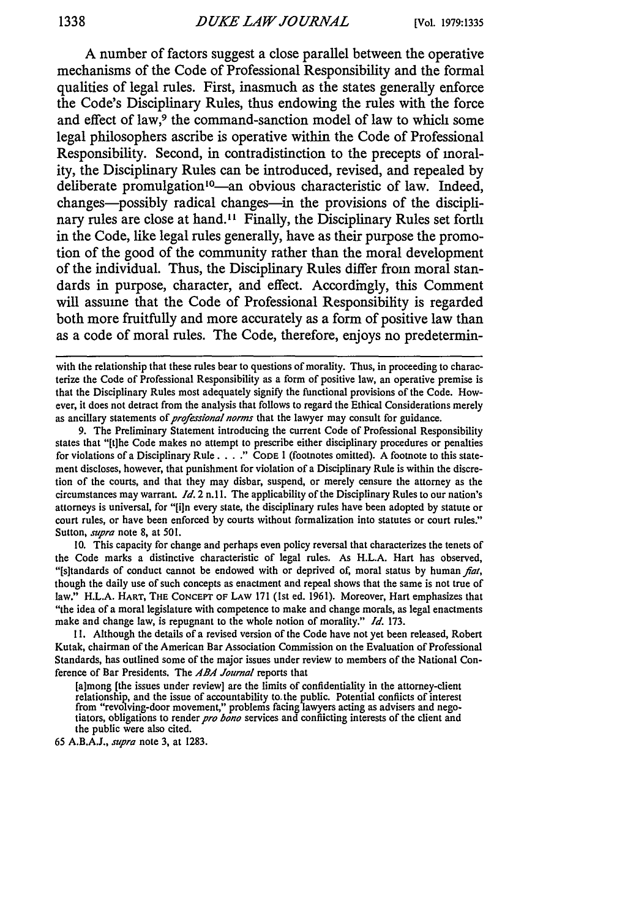A number of factors suggest a close parallel between the operative mechanisms of the Code of Professional Responsibility and the formal qualities of legal rules. First, inasmuch as the states generally enforce the Code's Disciplinary Rules, thus endowing the rules with the force and effect of law,[9] the command-sanction model of law to which some legal philosophers ascribe is operative within the Code of Professional Responsibility. Second, in contradistinction to the precepts of morality, the Disciplinary Rules can be introduced, revised, and repealed by deliberate promulgation[10]—an obvious characteristic of law. Indeed, changes—possibly radical changes—in the provisions of the disciplinary rules are close at hand.[11] Finally, the Disciplinary Rules set forth in the Code, like legal rules generally, have as their purpose the promotion of the good of the community rather than the moral development of the individual. Thus, the Disciplinary Rules differ from moral standards in purpose, character, and effect. Accordingly, this Comment will assume that the Code of Professional Responsibility is regarded both more fruitfully and more accurately as a form of positive law than as a code of moral rules. The Code, therefore, enjoys no predetermin-

---

with the relationship that these rules bear to questions of morality. Thus, in proceeding to characterize the Code of Professional Responsibility as a form of positive law, an operative premise is that the Disciplinary Rules most adequately signify the functional provisions of the Code. However, it does not detract from the analysis that follows to regard the Ethical Considerations merely as ancillary statements of *professional norms* that the lawyer may consult for guidance.

9. The Preliminary Statement introducing the current Code of Professional Responsibility states that "[t]he Code makes no attempt to prescribe either disciplinary procedures or penalties for violations of a Disciplinary Rule . . . ." CODE 1 (footnotes omitted). A footnote to this statement discloses, however, that punishment for violation of a Disciplinary Rule is within the discretion of the courts, and that they may disbar, suspend, or merely censure the attorney as the circumstances may warrant. *Id.* 2 n.11. The applicability of the Disciplinary Rules to our nation's attorneys is universal, for "[i]n every state, the disciplinary rules have been adopted by statute or court rules, or have been enforced by courts without formalization into statutes or court rules." Sutton, *supra* note 8, at 501.

10. This capacity for change and perhaps even policy reversal that characterizes the tenets of the Code marks a distinctive characteristic of legal rules. As H.L.A. Hart has observed, "[s]tandards of conduct cannot be endowed with or deprived of, moral status by human *fiat*, though the daily use of such concepts as enactment and repeal shows that the same is not true of law." H.L.A. HART, THE CONCEPT OF LAW 171 (1st ed. 1961). Moreover, Hart emphasizes that "the idea of a moral legislature with competence to make and change morals, as legal enactments make and change law, is repugnant to the whole notion of morality." *Id.* 173.

11. Although the details of a revised version of the Code have not yet been released, Robert Kutak, chairman of the American Bar Association Commission on the Evaluation of Professional Standards, has outlined some of the major issues under review to members of the National Conference of Bar Presidents. The *ABA Journal* reports that

> [a]mong [the issues under review] are the limits of confidentiality in the attorney-client relationship, and the issue of accountability to the public. Potential conflicts of interest from "revolving-door movement," problems facing lawyers acting as advisers and negotiators, obligations to render *pro bono* services and conflicting interests of the client and the public were also cited.

65 A.B.A.J., *supra* note 3, at 1283.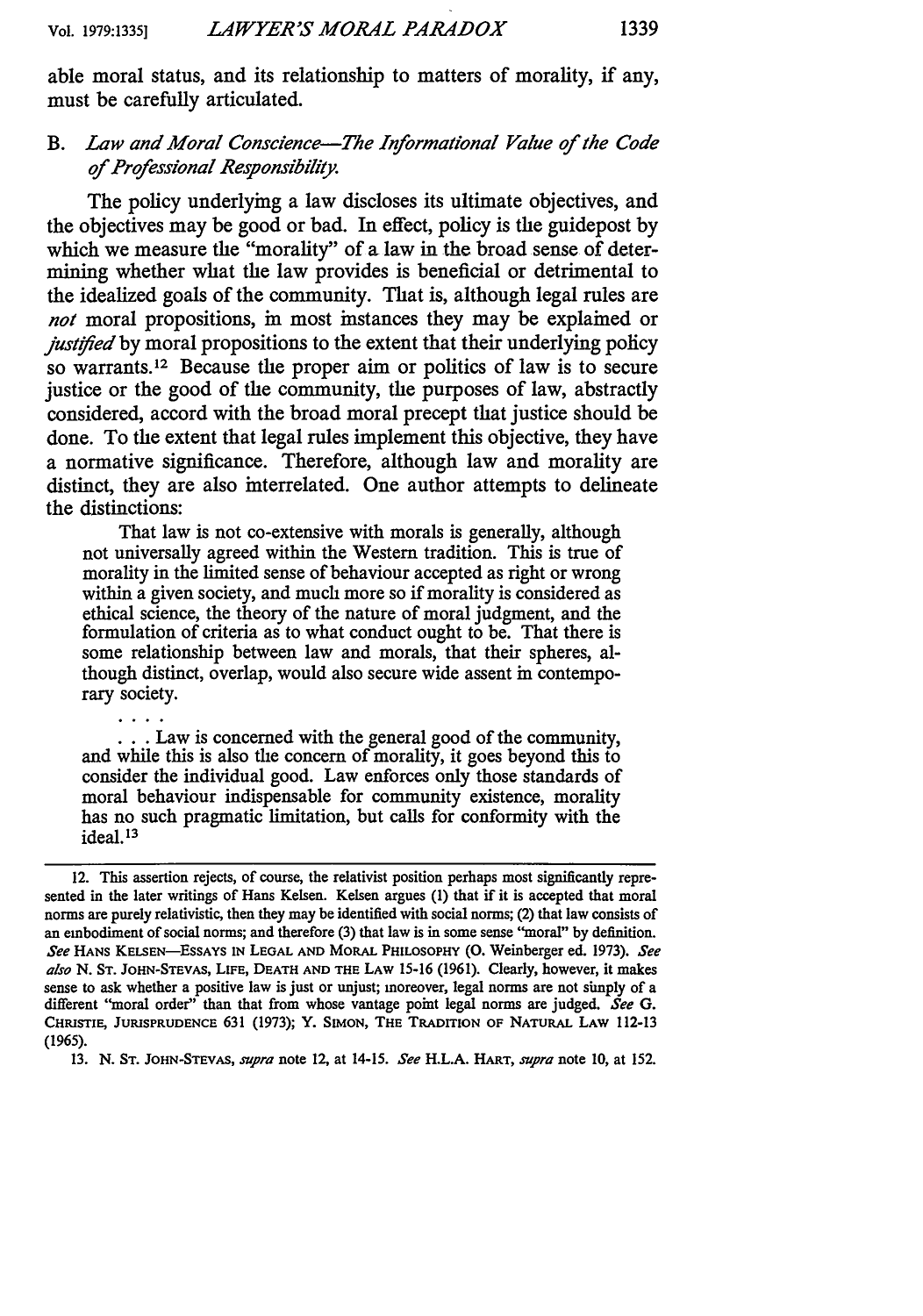able moral status, and its relationship to matters of morality, if any, must be carefully articulated.

### B. *Law and Moral Conscience—The Informational Value of the Code of Professional Responsibility.*

The policy underlying a law discloses its ultimate objectives, and the objectives may be good or bad. In effect, policy is the guidepost by which we measure the "morality" of a law in the broad sense of determining whether what the law provides is beneficial or detrimental to the idealized goals of the community. That is, although legal rules are *not* moral propositions, in most instances they may be explained or *justified* by moral propositions to the extent that their underlying policy so warrants.[12] Because the proper aim or politics of law is to secure justice or the good of the community, the purposes of law, abstractly considered, accord with the broad moral precept that justice should be done. To the extent that legal rules implement this objective, they have a normative significance. Therefore, although law and morality are distinct, they are also interrelated. One author attempts to delineate the distinctions:

> That law is not co-extensive with morals is generally, although not universally agreed within the Western tradition. This is true of morality in the limited sense of behaviour accepted as right or wrong within a given society, and much more so if morality is considered as ethical science, the theory of the nature of moral judgment, and the formulation of criteria as to what conduct ought to be. That there is some relationship between law and morals, that their spheres, although distinct, overlap, would also secure wide assent in contemporary society.
>
> . . . .
>
> . . . Law is concerned with the general good of the community, and while this is also the concern of morality, it goes beyond this to consider the individual good. Law enforces only those standards of moral behaviour indispensable for community existence, morality has no such pragmatic limitation, but calls for conformity with the ideal.[13]

---

12. This assertion rejects, of course, the relativist position perhaps most significantly represented in the later writings of Hans Kelsen. Kelsen argues (1) that if it is accepted that moral norms are purely relativistic, then they may be identified with social norms; (2) that law consists of an embodiment of social norms; and therefore (3) that law is in some sense "moral" by definition. *See* HANS KELSEN—ESSAYS IN LEGAL AND MORAL PHILOSOPHY (O. Weinberger ed. 1973). *See also* N. ST. JOHN-STEVAS, LIFE, DEATH AND THE LAW 15-16 (1961). Clearly, however, it makes sense to ask whether a positive law is just or unjust; moreover, legal norms are not simply of a different "moral order" than that from whose vantage point legal norms are judged. *See* G. CHRISTIE, JURISPRUDENCE 631 (1973); Y. SIMON, THE TRADITION OF NATURAL LAW 112-13 (1965).

13. N. ST. JOHN-STEVAS, *supra* note 12, at 14-15. *See* H.L.A. HART, *supra* note 10, at 152.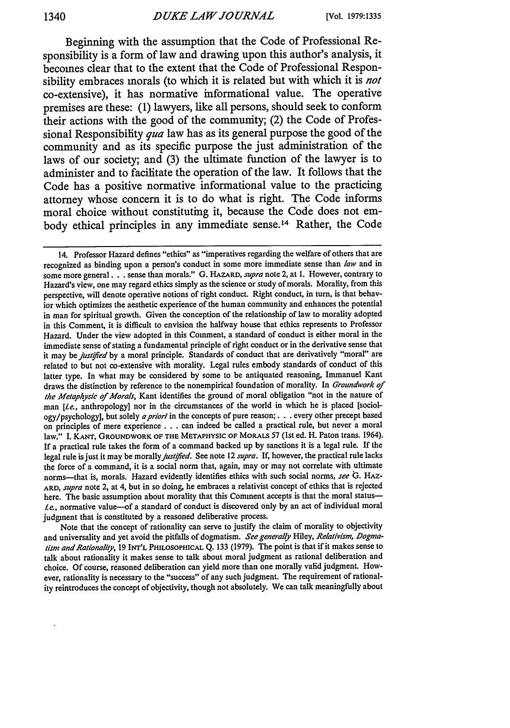Beginning with the assumption that the Code of Professional Responsibility is a form of law and drawing upon this author's analysis, it becomes clear that to the extent that the Code of Professional Responsibility embraces morals (to which it is related but with which it is *not* co-extensive), it has normative informational value. The operative premises are these: (1) lawyers, like all persons, should seek to conform their actions with the good of the community; (2) the Code of Professional Responsibility *qua* law has as its general purpose the good of the community and as its specific purpose the just administration of the laws of our society; and (3) the ultimate function of the lawyer is to administer and to facilitate the operation of the law. It follows that the Code has a positive normative informational value to the practicing attorney whose concern it is to do what is right. The Code informs moral choice without constituting it, because the Code does not embody ethical principles in any immediate sense.[14] Rather, the Code

---

14. Professor Hazard defines "ethics" as "imperatives regarding the welfare of others that are recognized as binding upon a person's conduct in some more immediate sense than *law* and in some more general . . . sense than morals." G. HAZARD, *supra* note 2, at 1. However, contrary to Hazard's view, one may regard ethics simply as the science or study of morals. Morality, from this perspective, will denote operative notions of right conduct. Right conduct, in turn, is that behavior which optimizes the aesthetic experience of the human community and enhances the potential in man for spiritual growth. Given the conception of the relationship of law to morality adopted in this Comment, it is difficult to envision the halfway house that ethics represents to Professor Hazard. Under the view adopted in this Comment, a standard of conduct is either moral in the immediate sense of stating a fundamental principle of right conduct or in the derivative sense that it may be *justified* by a moral principle. Standards of conduct that are derivatively "moral" are related to but not co-extensive with morality. Legal rules embody standards of conduct of this latter type. In what may be considered by some to be antiquated reasoning, Immanuel Kant draws the distinction by reference to the nonempirical foundation of morality. In *Groundwork of the Metaphysic of Morals*, Kant identifies the ground of moral obligation "not in the nature of man [*i.e.*, anthropology] nor in the circumstances of the world in which he is placed [sociology/psychology], but solely *a priori* in the concepts of pure reason; . . . every other precept based on principles of mere experience . . . can indeed be called a practical rule, but never a moral law." I. KANT, GROUNDWORK OF THE METAPHYSIC OF MORALS 57 (1st ed. H. Paton trans. 1964). If a practical rule takes the form of a command backed up by sanctions it is a legal rule. If the legal rule is just it may be morally *justified*. See note 12 *supra*. If, however, the practical rule lacks the force of a command, it is a social norm that, again, may or may not correlate with ultimate norms—that is, morals. Hazard evidently identifies ethics with such social norms, *see* G. HAZARD, *supra* note 2, at 4, but in so doing, he embraces a relativist concept of ethics that is rejected here. The basic assumption about morality that this Comment accepts is that the moral status—*i.e.*, normative value—of a standard of conduct is discovered only by an act of individual moral judgment that is constituted by a reasoned deliberative process.

Note that the concept of rationality can serve to justify the claim of morality to objectivity and universality and yet avoid the pitfalls of dogmatism. *See generally* Hiley, *Relativism, Dogmatism and Rationality*, 19 INT'L PHILOSOPHICAL Q. 133 (1979). The point is that if it makes sense to talk about rationality it makes sense to talk about moral judgment as rational deliberation and choice. Of course, reasoned deliberation can yield more than one morally valid judgment. However, rationality is necessary to the "success" of any such judgment. The requirement of rationality reintroduces the concept of objectivity, though not absolutely. We can talk meaningfully about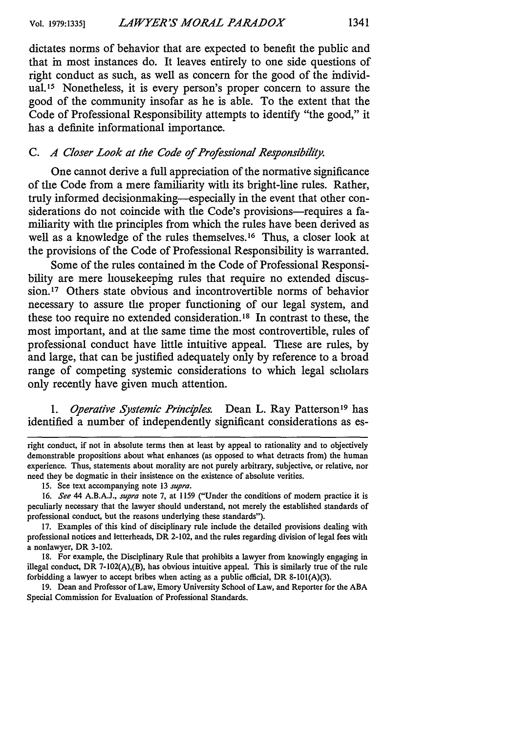dictates norms of behavior that are expected to benefit the public and that in most instances do. It leaves entirely to one side questions of right conduct as such, as well as concern for the good of the individual.[15] Nonetheless, it is every person's proper concern to assure the good of the community insofar as he is able. To the extent that the Code of Professional Responsibility attempts to identify "the good," it has a definite informational importance.

### C. *A Closer Look at the Code of Professional Responsibility.*

One cannot derive a full appreciation of the normative significance of the Code from a mere familiarity with its bright-line rules. Rather, truly informed decisionmaking—especially in the event that other considerations do not coincide with the Code's provisions—requires a familiarity with the principles from which the rules have been derived as well as a knowledge of the rules themselves.[16] Thus, a closer look at the provisions of the Code of Professional Responsibility is warranted.

Some of the rules contained in the Code of Professional Responsibility are mere housekeeping rules that require no extended discussion.[17] Others state obvious and incontrovertible norms of behavior necessary to assure the proper functioning of our legal system, and these too require no extended consideration.[18] In contrast to these, the most important, and at the same time the most controvertible, rules of professional conduct have little intuitive appeal. These are rules, by and large, that can be justified adequately only by reference to a broad range of competing systemic considerations to which legal scholars only recently have given much attention.

1. *Operative Systemic Principles.* Dean L. Ray Patterson[19] has identified a number of independently significant considerations as es-

---

right conduct, if not in absolute terms then at least by appeal to rationality and to objectively demonstrable propositions about what enhances (as opposed to what detracts from) the human experience. Thus, statements about morality are not purely arbitrary, subjective, or relative, nor need they be dogmatic in their insistence on the existence of absolute verities.

15. See text accompanying note 13 *supra*.

16. *See* 44 A.B.A.J., *supra* note 7, at 1159 ("Under the conditions of modern practice it is peculiarly necessary that the lawyer should understand, not merely the established standards of professional conduct, but the reasons underlying these standards").

17. Examples of this kind of disciplinary rule include the detailed provisions dealing with professional notices and letterheads, DR 2-102, and the rules regarding division of legal fees with a nonlawyer, DR 3-102.

18. For example, the Disciplinary Rule that prohibits a lawyer from knowingly engaging in illegal conduct, DR 7-102(A),(B), has obvious intuitive appeal. This is similarly true of the rule forbidding a lawyer to accept bribes when acting as a public official, DR 8-101(A)(3).

19. Dean and Professor of Law, Emory University School of Law, and Reporter for the ABA Special Commission for Evaluation of Professional Standards.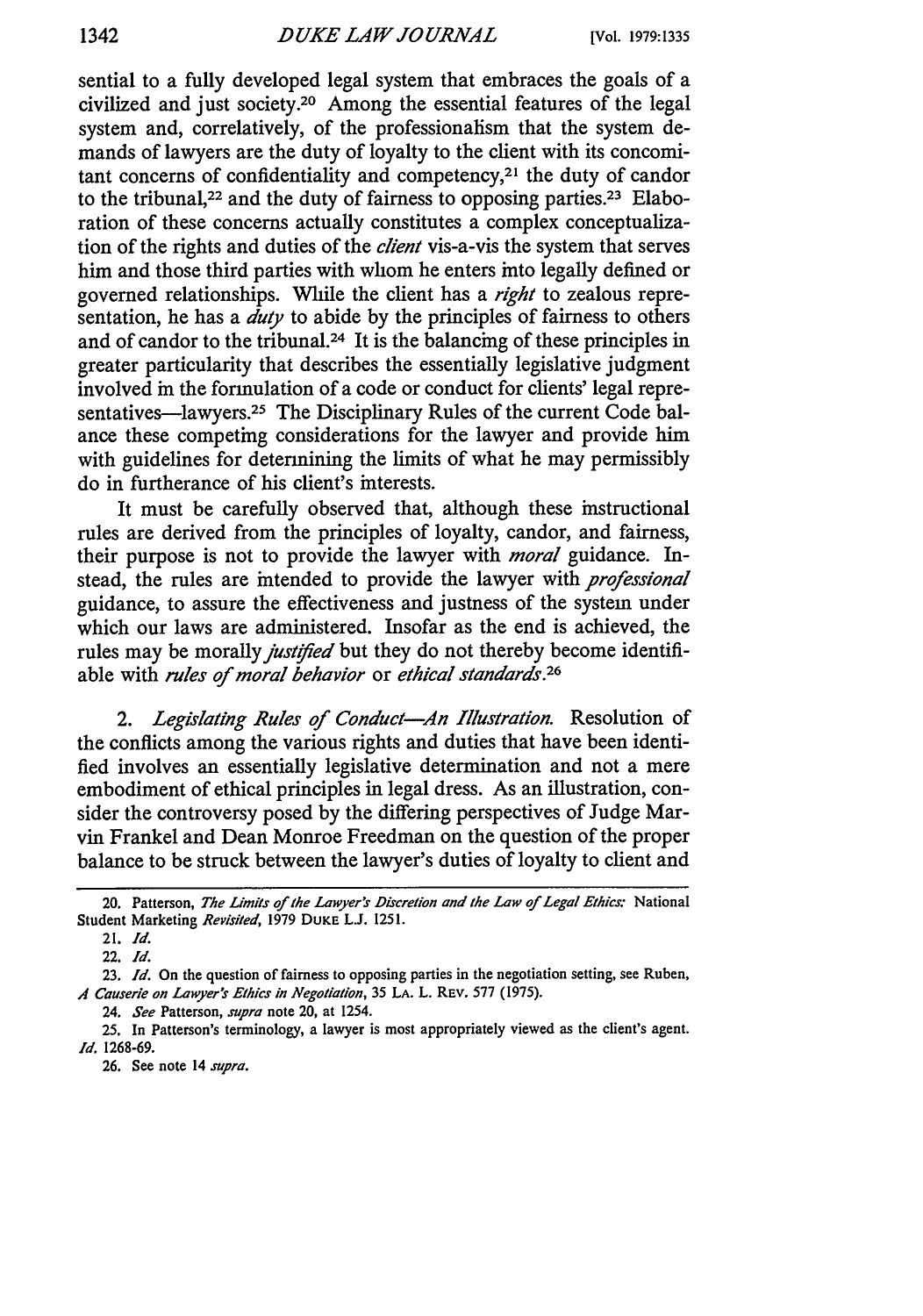sential to a fully developed legal system that embraces the goals of a civilized and just society.[20] Among the essential features of the legal system and, correlatively, of the professionalism that the system demands of lawyers are the duty of loyalty to the client with its concomitant concerns of confidentiality and competency,[21] the duty of candor to the tribunal,[22] and the duty of fairness to opposing parties.[23] Elaboration of these concerns actually constitutes a complex conceptualization of the rights and duties of the *client* vis-a-vis the system that serves him and those third parties with whom he enters into legally defined or governed relationships. While the client has a *right* to zealous representation, he has a *duty* to abide by the principles of fairness to others and of candor to the tribunal.[24] It is the balancing of these principles in greater particularity that describes the essentially legislative judgment involved in the formulation of a code or conduct for clients' legal representatives—lawyers.[25] The Disciplinary Rules of the current Code balance these competing considerations for the lawyer and provide him with guidelines for determining the limits of what he may permissibly do in furtherance of his client's interests.

It must be carefully observed that, although these instructional rules are derived from the principles of loyalty, candor, and fairness, their purpose is not to provide the lawyer with *moral* guidance. Instead, the rules are intended to provide the lawyer with *professional* guidance, to assure the effectiveness and justness of the system under which our laws are administered. Insofar as the end is achieved, the rules may be morally *justified* but they do not thereby become identifiable with *rules of moral behavior* or *ethical standards*.[26]

2. *Legislating Rules of Conduct—An Illustration.* Resolution of the conflicts among the various rights and duties that have been identified involves an essentially legislative determination and not a mere embodiment of ethical principles in legal dress. As an illustration, consider the controversy posed by the differing perspectives of Judge Marvin Frankel and Dean Monroe Freedman on the question of the proper balance to be struck between the lawyer's duties of loyalty to client and

---

20. Patterson, *The Limits of the Lawyer's Discretion and the Law of Legal Ethics:* National Student Marketing *Revisited*, 1979 DUKE L.J. 1251.

21. *Id.*

22. *Id.*

23. *Id.* On the question of fairness to opposing parties in the negotiation setting, see Ruben, *A Causerie on Lawyer's Ethics in Negotiation*, 35 LA. L. REV. 577 (1975).

24. *See* Patterson, *supra* note 20, at 1254.

25. In Patterson's terminology, a lawyer is most appropriately viewed as the client's agent. *Id.* 1268-69.

26. See note 14 *supra*.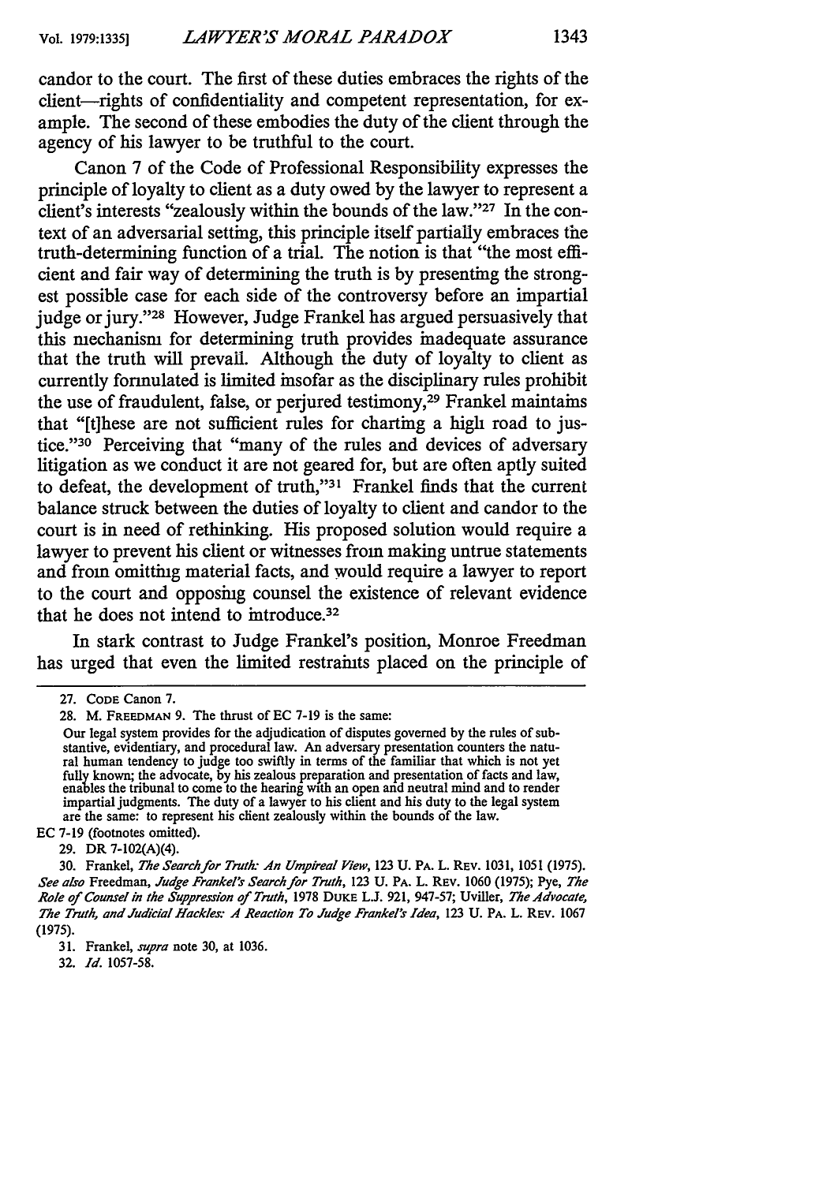candor to the court. The first of these duties embraces the rights of the client—rights of confidentiality and competent representation, for example. The second of these embodies the duty of the client through the agency of his lawyer to be truthful to the court.

Canon 7 of the Code of Professional Responsibility expresses the principle of loyalty to client as a duty owed by the lawyer to represent a client's interests "zealously within the bounds of the law."[27] In the context of an adversarial setting, this principle itself partially embraces the truth-determining function of a trial. The notion is that "the most efficient and fair way of determining the truth is by presenting the strongest possible case for each side of the controversy before an impartial judge or jury."[28] However, Judge Frankel has argued persuasively that this mechanism for determining truth provides inadequate assurance that the truth will prevail. Although the duty of loyalty to client as currently formulated is limited insofar as the disciplinary rules prohibit the use of fraudulent, false, or perjured testimony,[29] Frankel maintains that "[t]hese are not sufficient rules for charting a high road to justice."[30] Perceiving that "many of the rules and devices of adversary litigation as we conduct it are not geared for, but are often aptly suited to defeat, the development of truth,"[31] Frankel finds that the current balance struck between the duties of loyalty to client and candor to the court is in need of rethinking. His proposed solution would require a lawyer to prevent his client or witnesses from making untrue statements and from omitting material facts, and would require a lawyer to report to the court and opposing counsel the existence of relevant evidence that he does not intend to introduce.[32]

In stark contrast to Judge Frankel's position, Monroe Freedman has urged that even the limited restraints placed on the principle of

---

27. CODE Canon 7.

28. M. FREEDMAN 9. The thrust of EC 7-19 is the same:

> Our legal system provides for the adjudication of disputes governed by the rules of substantive, evidentiary, and procedural law. An adversary presentation counters the natural human tendency to judge too swiftly in terms of the familiar that which is not yet fully known; the advocate, by his zealous preparation and presentation of facts and law, enables the tribunal to come to the hearing with an open and neutral mind and to render impartial judgments. The duty of a lawyer to his client and his duty to the legal system are the same: to represent his client zealously within the bounds of the law.

EC 7-19 (footnotes omitted).

29. DR 7-102(A)(4).

30. Frankel, *The Search for Truth: An Umpireal View*, 123 U. PA. L. REV. 1031, 1051 (1975). *See also* Freedman, *Judge Frankel's Search for Truth*, 123 U. PA. L. REV. 1060 (1975); Pye, *The Role of Counsel in the Suppression of Truth*, 1978 DUKE L.J. 921, 947-57; Uviller, *The Advocate, The Truth, and Judicial Hackles: A Reaction To Judge Frankel's Idea*, 123 U. PA. L. REV. 1067 (1975).

31. Frankel, *supra* note 30, at 1036.

32. *Id.* 1057-58.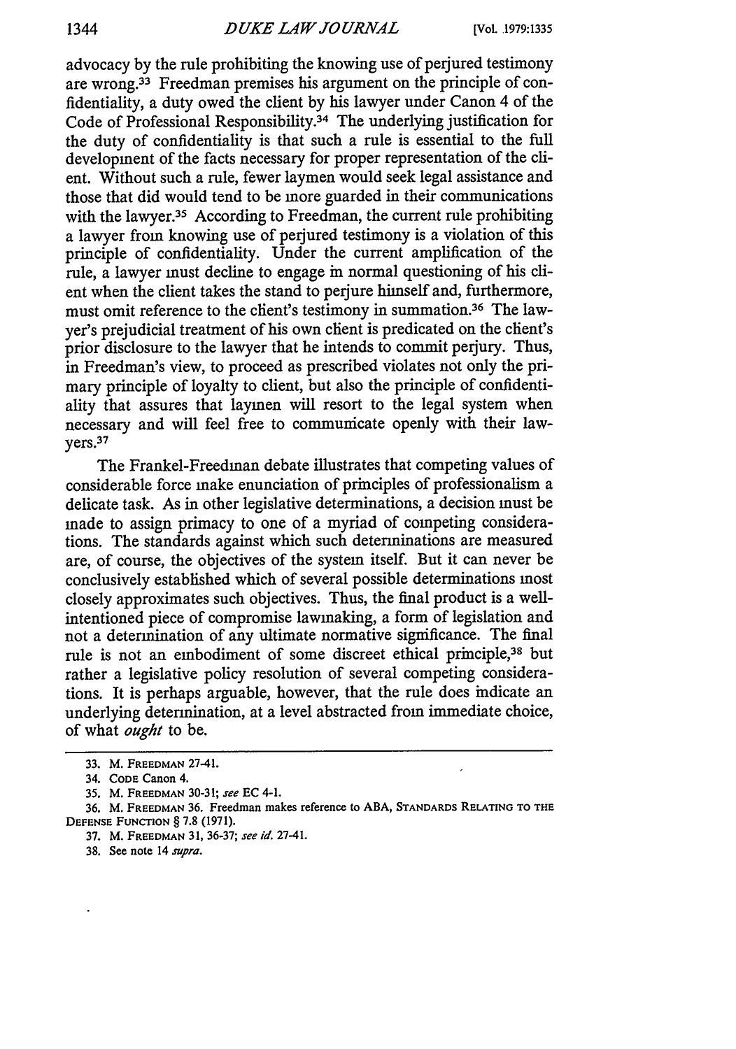advocacy by the rule prohibiting the knowing use of perjured testimony are wrong.[33] Freedman premises his argument on the principle of confidentiality, a duty owed the client by his lawyer under Canon 4 of the Code of Professional Responsibility.[34] The underlying justification for the duty of confidentiality is that such a rule is essential to the full development of the facts necessary for proper representation of the client. Without such a rule, fewer laymen would seek legal assistance and those that did would tend to be more guarded in their communications with the lawyer.[35] According to Freedman, the current rule prohibiting a lawyer from knowing use of perjured testimony is a violation of this principle of confidentiality. Under the current amplification of the rule, a lawyer must decline to engage in normal questioning of his client when the client takes the stand to perjure himself and, furthermore, must omit reference to the client's testimony in summation.[36] The lawyer's prejudicial treatment of his own client is predicated on the client's prior disclosure to the lawyer that he intends to commit perjury. Thus, in Freedman's view, to proceed as prescribed violates not only the primary principle of loyalty to client, but also the principle of confidentiality that assures that laymen will resort to the legal system when necessary and will feel free to communicate openly with their lawyers.[37]

The Frankel-Freedman debate illustrates that competing values of considerable force make enunciation of principles of professionalism a delicate task. As in other legislative determinations, a decision must be made to assign primacy to one of a myriad of competing considerations. The standards against which such determinations are measured are, of course, the objectives of the system itself. But it can never be conclusively established which of several possible determinations most closely approximates such objectives. Thus, the final product is a well-intentioned piece of compromise lawmaking, a form of legislation and not a determination of any ultimate normative significance. The final rule is not an embodiment of some discreet ethical principle,[38] but rather a legislative policy resolution of several competing considerations. It is perhaps arguable, however, that the rule does indicate an underlying determination, at a level abstracted from immediate choice, of what *ought* to be.

---

33. M. FREEDMAN 27-41.

34. CODE Canon 4.

35. M. FREEDMAN 30-31; *see* EC 4-1.

36. M. FREEDMAN 36. Freedman makes reference to ABA, STANDARDS RELATING TO THE DEFENSE FUNCTION § 7.8 (1971).

37. M. FREEDMAN 31, 36-37; *see id.* 27-41.

38. See note 14 *supra*.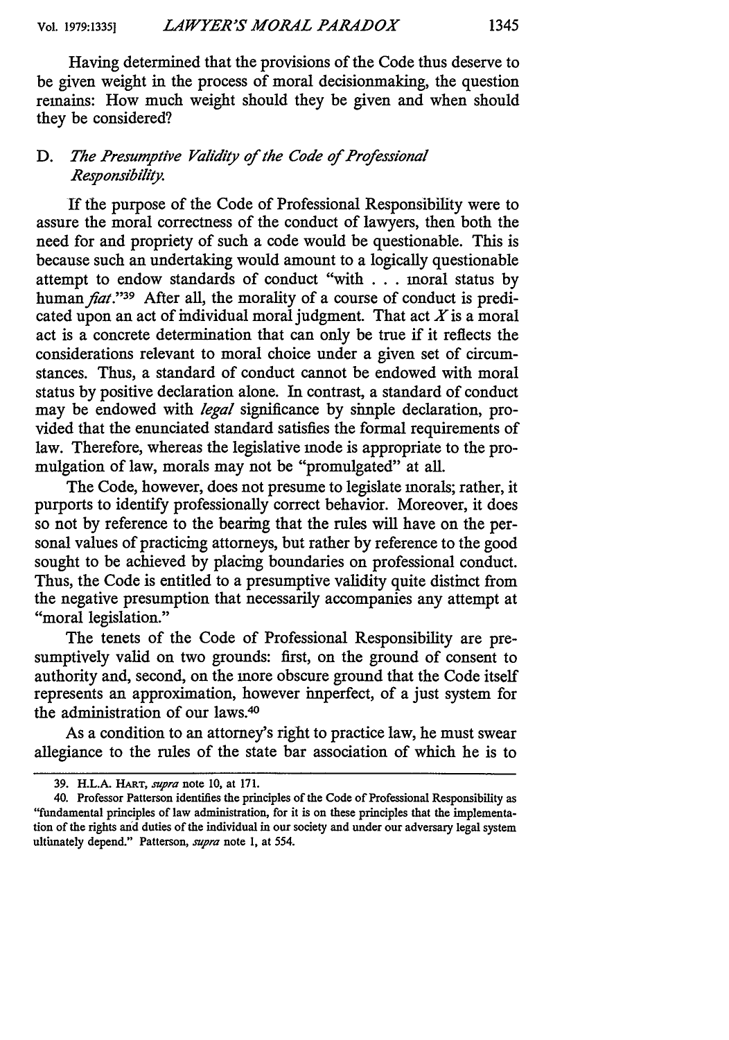Having determined that the provisions of the Code thus deserve to be given weight in the process of moral decisionmaking, the question remains: How much weight should they be given and when should they be considered?

### D. *The Presumptive Validity of the Code of Professional Responsibility.*

If the purpose of the Code of Professional Responsibility were to assure the moral correctness of the conduct of lawyers, then both the need for and propriety of such a code would be questionable. This is because such an undertaking would amount to a logically questionable attempt to endow standards of conduct "with . . . moral status by human *fiat*."[39] After all, the morality of a course of conduct is predicated upon an act of individual moral judgment. That act $X$ is a moral act is a concrete determination that can only be true if it reflects the considerations relevant to moral choice under a given set of circumstances. Thus, a standard of conduct cannot be endowed with moral status by positive declaration alone. In contrast, a standard of conduct may be endowed with *legal* significance by simple declaration, provided that the enunciated standard satisfies the formal requirements of law. Therefore, whereas the legislative mode is appropriate to the promulgation of law, morals may not be "promulgated" at all.

The Code, however, does not presume to legislate morals; rather, it purports to identify professionally correct behavior. Moreover, it does so not by reference to the bearing that the rules will have on the personal values of practicing attorneys, but rather by reference to the good sought to be achieved by placing boundaries on professional conduct. Thus, the Code is entitled to a presumptive validity quite distinct from the negative presumption that necessarily accompanies any attempt at "moral legislation."

The tenets of the Code of Professional Responsibility are presumptively valid on two grounds: first, on the ground of consent to authority and, second, on the more obscure ground that the Code itself represents an approximation, however imperfect, of a just system for the administration of our laws.[40]

As a condition to an attorney's right to practice law, he must swear allegiance to the rules of the state bar association of which he is to

---

39. H.L.A. HART, *supra* note 10, at 171.

40. Professor Patterson identifies the principles of the Code of Professional Responsibility as "fundamental principles of law administration, for it is on these principles that the implementation of the rights and duties of the individual in our society and under our adversary legal system ultimately depend." Patterson, *supra* note 1, at 554.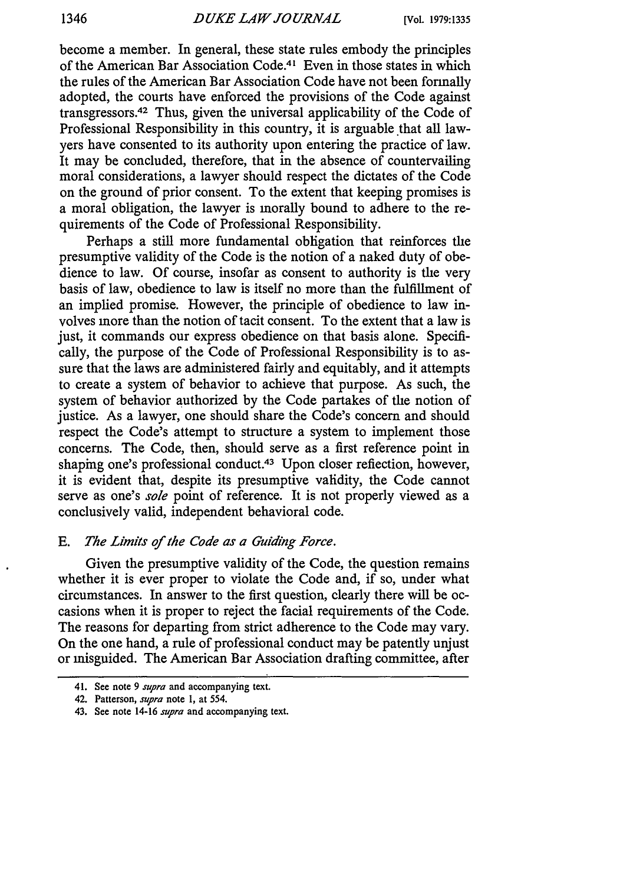become a member. In general, these state rules embody the principles of the American Bar Association Code.[41] Even in those states in which the rules of the American Bar Association Code have not been formally adopted, the courts have enforced the provisions of the Code against transgressors.[42] Thus, given the universal applicability of the Code of Professional Responsibility in this country, it is arguable that all lawyers have consented to its authority upon entering the practice of law. It may be concluded, therefore, that in the absence of countervailing moral considerations, a lawyer should respect the dictates of the Code on the ground of prior consent. To the extent that keeping promises is a moral obligation, the lawyer is morally bound to adhere to the requirements of the Code of Professional Responsibility.

Perhaps a still more fundamental obligation that reinforces the presumptive validity of the Code is the notion of a naked duty of obedience to law. Of course, insofar as consent to authority is the very basis of law, obedience to law is itself no more than the fulfillment of an implied promise. However, the principle of obedience to law involves more than the notion of tacit consent. To the extent that a law is just, it commands our express obedience on that basis alone. Specifically, the purpose of the Code of Professional Responsibility is to assure that the laws are administered fairly and equitably, and it attempts to create a system of behavior to achieve that purpose. As such, the system of behavior authorized by the Code partakes of the notion of justice. As a lawyer, one should share the Code's concern and should respect the Code's attempt to structure a system to implement those concerns. The Code, then, should serve as a first reference point in shaping one's professional conduct.[43] Upon closer reflection, however, it is evident that, despite its presumptive validity, the Code cannot serve as one's *sole* point of reference. It is not properly viewed as a conclusively valid, independent behavioral code.

### E. *The Limits of the Code as a Guiding Force.*

Given the presumptive validity of the Code, the question remains whether it is ever proper to violate the Code and, if so, under what circumstances. In answer to the first question, clearly there will be occasions when it is proper to reject the facial requirements of the Code. The reasons for departing from strict adherence to the Code may vary. On the one hand, a rule of professional conduct may be patently unjust or misguided. The American Bar Association drafting committee, after

---

41. See note 9 *supra* and accompanying text.

42. Patterson, *supra* note 1, at 554.

43. See note 14-16 *supra* and accompanying text.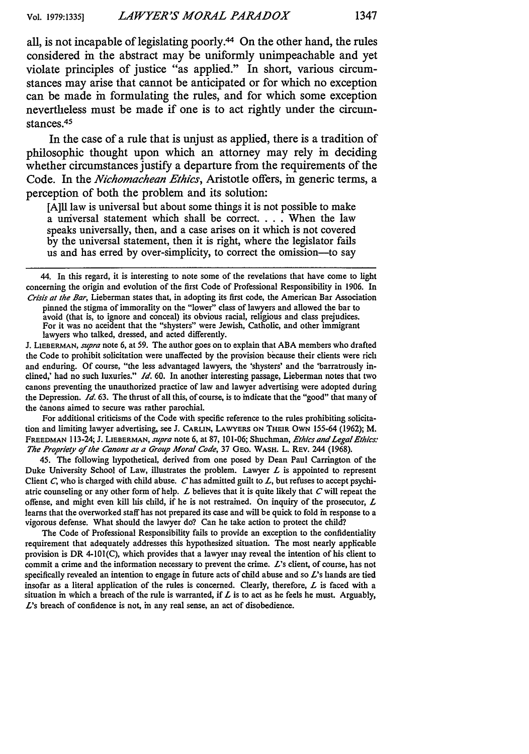all, is not incapable of legislating poorly.[44] On the other hand, the rules considered in the abstract may be uniformly unimpeachable and yet violate principles of justice "as applied." In short, various circumstances may arise that cannot be anticipated or for which no exception can be made in formulating the rules, and for which some exception nevertheless must be made if one is to act rightly under the circumstances.[45]

In the case of a rule that is unjust as applied, there is a tradition of philosophic thought upon which an attorney may rely in deciding whether circumstances justify a departure from the requirements of the Code. In the *Nichomachean Ethics*, Aristotle offers, in generic terms, a perception of both the problem and its solution:

> [A]ll law is universal but about some things it is not possible to make a universal statement which shall be correct. . . . When the law speaks universally, then, and a case arises on it which is not covered by the universal statement, then it is right, where the legislator fails us and has erred by over-simplicity, to correct the omission—to say

---

44. In this regard, it is interesting to note some of the revelations that have come to light concerning the origin and evolution of the first Code of Professional Responsibility in 1906. In *Crisis at the Bar*, Lieberman states that, in adopting its first code, the American Bar Association

> pinned the stigma of immorality on the "lower" class of lawyers and allowed the bar to avoid (that is, to ignore and conceal) its obvious racial, religious and class prejudices. For it was no accident that the "shysters" were Jewish, Catholic, and other immigrant lawyers who talked, dressed, and acted differently.

J. LIEBERMAN, *supra* note 6, at 59. The author goes on to explain that ABA members who drafted the Code to prohibit solicitation were unaffected by the provision because their clients were rich and enduring. Of course, "the less advantaged lawyers, the 'shysters' and the 'barratrously inclined,' had no such luxuries." *Id.* 60. In another interesting passage, Lieberman notes that two canons preventing the unauthorized practice of law and lawyer advertising were adopted during the Depression. *Id.* 63. The thrust of all this, of course, is to indicate that the "good" that many of the canons aimed to secure was rather parochial.

For additional criticisms of the Code with specific reference to the rules prohibiting solicitation and limiting lawyer advertising, see J. CARLIN, LAWYERS ON THEIR OWN 155-64 (1962); M. FREEDMAN 113-24; J. LIEBERMAN, *supra* note 6, at 87, 101-06; Shuchman, *Ethics and Legal Ethics: The Propriety of the Canons as a Group Moral Code*, 37 GEO. WASH. L. REV. 244 (1968).

45. The following hypothetical, derived from one posed by Dean Paul Carrington of the Duke University School of Law, illustrates the problem. Lawyer *L* is appointed to represent Client *C*, who is charged with child abuse. *C* has admitted guilt to *L*, but refuses to accept psychiatric counseling or any other form of help. *L* believes that it is quite likely that *C* will repeat the offense, and might even kill his child, if he is not restrained. On inquiry of the prosecutor, *L* learns that the overworked staff has not prepared its case and will be quick to fold in response to a vigorous defense. What should the lawyer do? Can he take action to protect the child?

The Code of Professional Responsibility fails to provide an exception to the confidentiality requirement that adequately addresses this hypothesized situation. The most nearly applicable provision is DR 4-101(C), which provides that a lawyer may reveal the intention of his client to commit a crime and the information necessary to prevent the crime. *L*'s client, of course, has not specifically revealed an intention to engage in future acts of child abuse and so *L*'s hands are tied insofar as a literal application of the rules is concerned. Clearly, therefore, *L* is faced with a situation in which a breach of the rule is warranted, if *L* is to act as he feels he must. Arguably, *L*'s breach of confidence is not, in any real sense, an act of disobedience.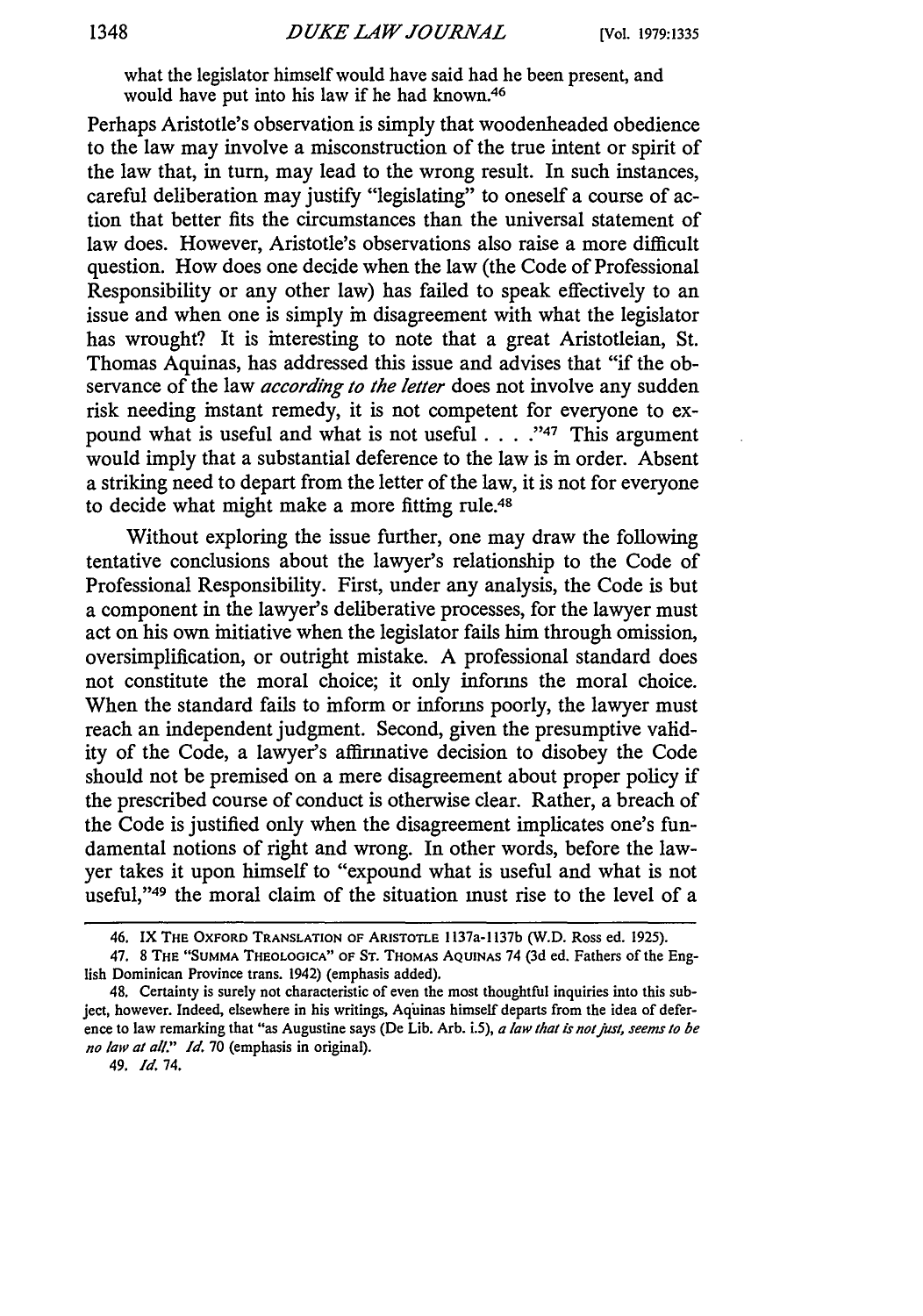what the legislator himself would have said had he been present, and would have put into his law if he had known.[46]

Perhaps Aristotle's observation is simply that woodenheaded obedience to the law may involve a misconstruction of the true intent or spirit of the law that, in turn, may lead to the wrong result. In such instances, careful deliberation may justify "legislating" to oneself a course of action that better fits the circumstances than the universal statement of law does. However, Aristotle's observations also raise a more difficult question. How does one decide when the law (the Code of Professional Responsibility or any other law) has failed to speak effectively to an issue and when one is simply in disagreement with what the legislator has wrought? It is interesting to note that a great Aristotleian, St. Thomas Aquinas, has addressed this issue and advises that "if the observance of the law *according to the letter* does not involve any sudden risk needing instant remedy, it is not competent for everyone to expound what is useful and what is not useful . . . ."[47] This argument would imply that a substantial deference to the law is in order. Absent a striking need to depart from the letter of the law, it is not for everyone to decide what might make a more fitting rule.[48]

Without exploring the issue further, one may draw the following tentative conclusions about the lawyer's relationship to the Code of Professional Responsibility. First, under any analysis, the Code is but a component in the lawyer's deliberative processes, for the lawyer must act on his own initiative when the legislator fails him through omission, oversimplification, or outright mistake. A professional standard does not constitute the moral choice; it only informs the moral choice. When the standard fails to inform or informs poorly, the lawyer must reach an independent judgment. Second, given the presumptive validity of the Code, a lawyer's affirmative decision to disobey the Code should not be premised on a mere disagreement about proper policy if the prescribed course of conduct is otherwise clear. Rather, a breach of the Code is justified only when the disagreement implicates one's fundamental notions of right and wrong. In other words, before the lawyer takes it upon himself to "expound what is useful and what is not useful,"[49] the moral claim of the situation must rise to the level of a

---

46. IX The Oxford Translation of Aristotle 1137a-1137b (W.D. Ross ed. 1925).

47. 8 The "Summa Theologica" of St. Thomas Aquinas 74 (3d ed. Fathers of the English Dominican Province trans. 1942) (emphasis added).

48. Certainty is surely not characteristic of even the most thoughtful inquiries into this subject, however. Indeed, elsewhere in his writings, Aquinas himself departs from the idea of deference to law remarking that "as Augustine says (De Lib. Arb. i.5), *a law that is not just, seems to be no law at all.*" *Id.* 70 (emphasis in original).

49. *Id.* 74.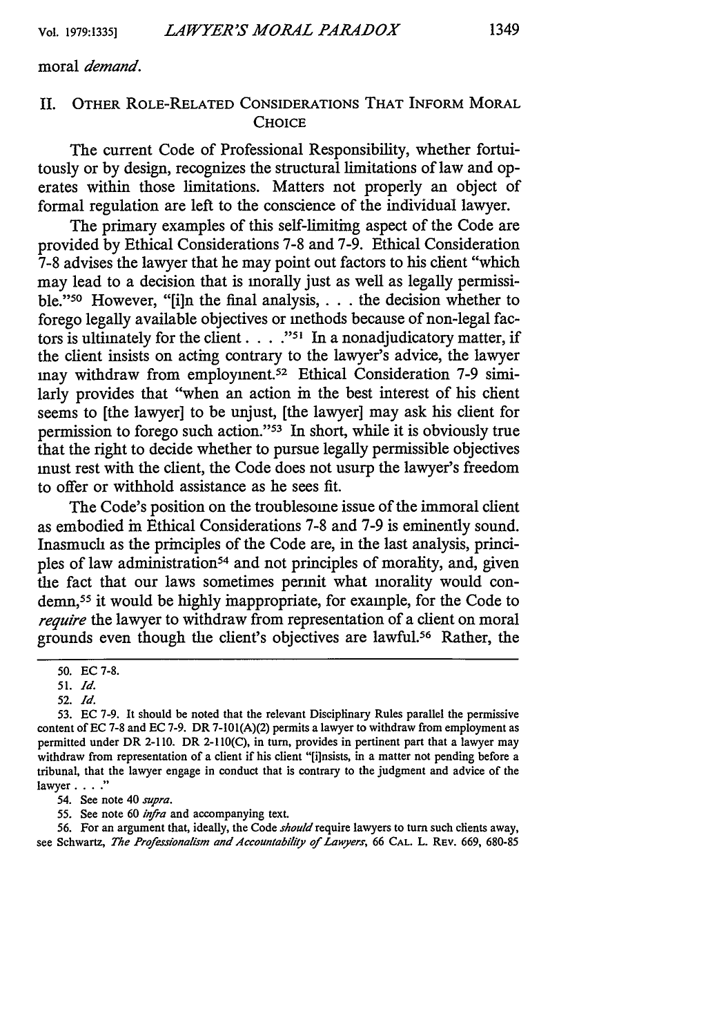moral *demand*.

## II. Other Role-Related Considerations That Inform Moral Choice

The current Code of Professional Responsibility, whether fortuitously or by design, recognizes the structural limitations of law and operates within those limitations. Matters not properly an object of formal regulation are left to the conscience of the individual lawyer.

The primary examples of this self-limiting aspect of the Code are provided by Ethical Considerations 7-8 and 7-9. Ethical Consideration 7-8 advises the lawyer that he may point out factors to his client "which may lead to a decision that is morally just as well as legally permissible."[50] However, "[i]n the final analysis, . . . the decision whether to forego legally available objectives or methods because of non-legal factors is ultimately for the client . . . ."[51] In a nonadjudicatory matter, if the client insists on acting contrary to the lawyer's advice, the lawyer may withdraw from employment.[52] Ethical Consideration 7-9 similarly provides that "when an action in the best interest of his client seems to [the lawyer] to be unjust, [the lawyer] may ask his client for permission to forego such action."[53] In short, while it is obviously true that the right to decide whether to pursue legally permissible objectives must rest with the client, the Code does not usurp the lawyer's freedom to offer or withhold assistance as he sees fit.

The Code's position on the troublesome issue of the immoral client as embodied in Ethical Considerations 7-8 and 7-9 is eminently sound. Inasmuch as the principles of the Code are, in the last analysis, principles of law administration[54] and not principles of morality, and, given the fact that our laws sometimes permit what morality would condemn,[55] it would be highly inappropriate, for example, for the Code to *require* the lawyer to withdraw from representation of a client on moral grounds even though the client's objectives are lawful.[56] Rather, the

---

50. EC 7-8.

51. *Id.*

52. *Id.*

53. EC 7-9. It should be noted that the relevant Disciplinary Rules parallel the permissive content of EC 7-8 and EC 7-9. DR 7-101(A)(2) permits a lawyer to withdraw from employment as permitted under DR 2-110. DR 2-110(C), in turn, provides in pertinent part that a lawyer may withdraw from representation of a client if his client "[i]nsists, in a matter not pending before a tribunal, that the lawyer engage in conduct that is contrary to the judgment and advice of the lawyer . . . ."

54. See note 40 *supra*.

55. See note 60 *infra* and accompanying text.

56. For an argument that, ideally, the Code *should* require lawyers to turn such clients away, see Schwartz, *The Professionalism and Accountability of Lawyers*, 66 CAL. L. REV. 669, 680-85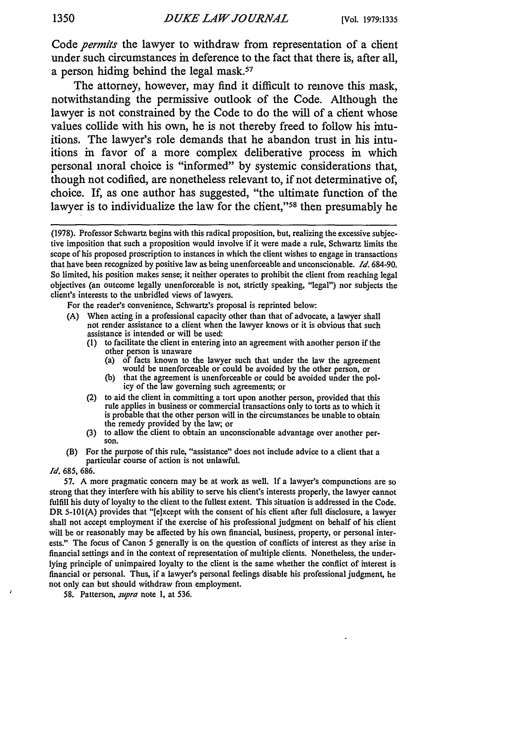Code *permits* the lawyer to withdraw from representation of a client under such circumstances in deference to the fact that there is, after all, a person hiding behind the legal mask.[57]

The attorney, however, may find it difficult to remove this mask, notwithstanding the permissive outlook of the Code. Although the lawyer is not constrained by the Code to do the will of a client whose values collide with his own, he is not thereby freed to follow his intuitions. The lawyer's role demands that he abandon trust in his intuitions in favor of a more complex deliberative process in which personal moral choice is "informed" by systemic considerations that, though not codified, are nonetheless relevant to, if not determinative of, choice. If, as one author has suggested, "the ultimate function of the lawyer is to individualize the law for the client,"[58] then presumably he

---

(1978). Professor Schwartz begins with this radical proposition, but, realizing the excessive subjective imposition that such a proposition would involve if it were made a rule, Schwartz limits the scope of his proposed proscription to instances in which the client wishes to engage in transactions that have been recognized by positive law as being unenforceable and unconscionable. *Id.* 684-90. So limited, his position makes sense; it neither operates to prohibit the client from reaching legal objectives (an outcome legally unenforceable is not, strictly speaking, "legal") nor subjects the client's interests to the unbridled views of lawyers.

For the reader's convenience, Schwartz's proposal is reprinted below:

(A) When acting in a professional capacity other than that of advocate, a lawyer shall not render assistance to a client when the lawyer knows or it is obvious that such assistance is intended or will be used:
   (1) to facilitate the client in entering into an agreement with another person if the other person is unaware
      (a) of facts known to the lawyer such that under the law the agreement would be unenforceable or could be avoided by the other person, or
      (b) that the agreement is unenforceable or could be avoided under the policy of the law governing such agreements; or
   (2) to aid the client in committing a tort upon another person, provided that this rule applies in business or commercial transactions only to torts as to which it is probable that the other person will in the circumstances be unable to obtain the remedy provided by the law; or
   (3) to allow the client to obtain an unconscionable advantage over another person.

(B) For the purpose of this rule, "assistance" does not include advice to a client that a particular course of action is not unlawful.

*Id.* 685, 686.

57. A more pragmatic concern may be at work as well. If a lawyer's compunctions are so strong that they interfere with his ability to serve his client's interests properly, the lawyer cannot fulfill his duty of loyalty to the client to the fullest extent. This situation is addressed in the Code. DR 5-101(A) provides that "[e]xcept with the consent of his client after full disclosure, a lawyer shall not accept employment if the exercise of his professional judgment on behalf of his client will be or reasonably may be affected by his own financial, business, property, or personal interests." The focus of Canon 5 generally is on the question of conflicts of interest as they arise in financial settings and in the context of representation of multiple clients. Nonetheless, the underlying principle of unimpaired loyalty to the client is the same whether the conflict of interest is financial or personal. Thus, if a lawyer's personal feelings disable his professional judgment, he not only can but should withdraw from employment.

58. Patterson, *supra* note 1, at 536.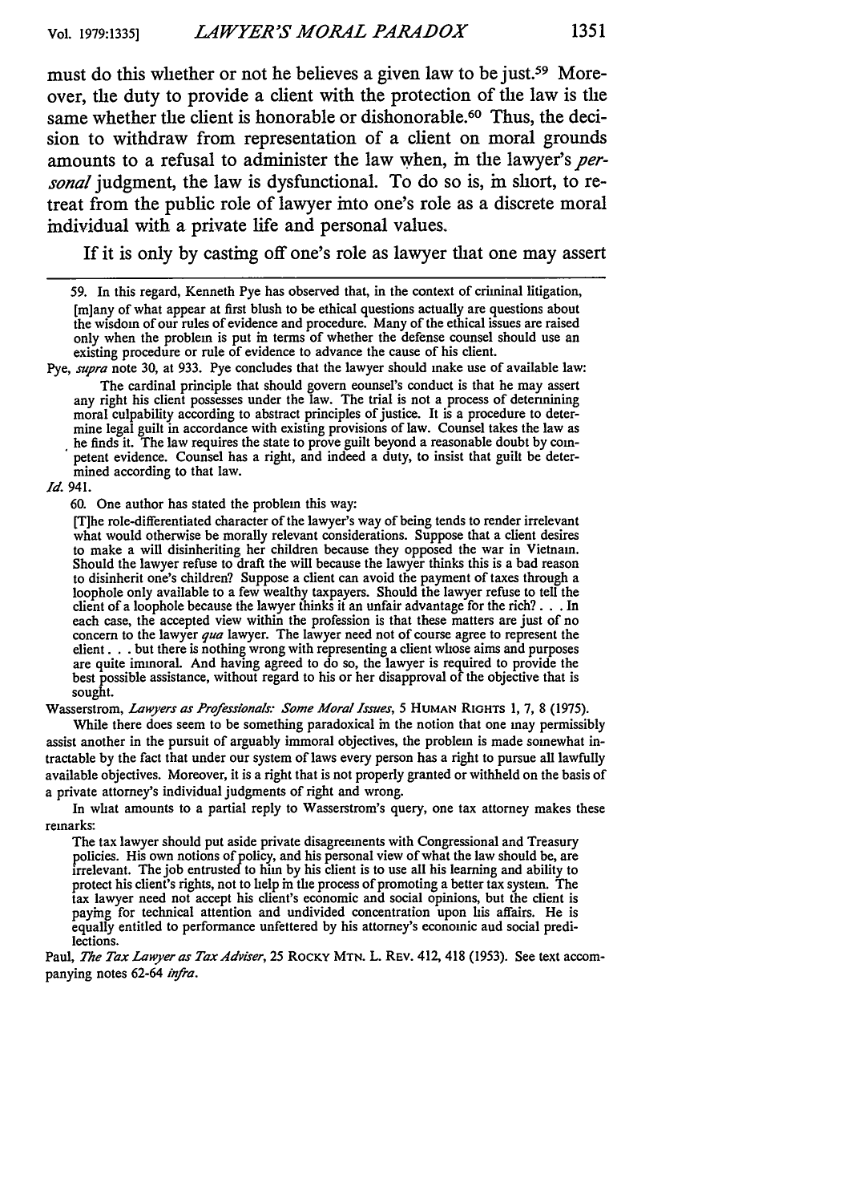must do this whether or not he believes a given law to be just.[59] Moreover, the duty to provide a client with the protection of the law is the same whether the client is honorable or dishonorable.[60] Thus, the decision to withdraw from representation of a client on moral grounds amounts to a refusal to administer the law when, in the lawyer's *personal* judgment, the law is dysfunctional. To do so is, in short, to retreat from the public role of lawyer into one's role as a discrete moral individual with a private life and personal values.

If it is only by casting off one's role as lawyer that one may assert

---

59. In this regard, Kenneth Pye has observed that, in the context of criminal litigation,

> [m]any of what appear at first blush to be ethical questions actually are questions about the wisdom of our rules of evidence and procedure. Many of the ethical issues are raised only when the problem is put in terms of whether the defense counsel should use an existing procedure or rule of evidence to advance the cause of his client.

Pye, *supra* note 30, at 933. Pye concludes that the lawyer should make use of available law:

> The cardinal principle that should govern counsel's conduct is that he may assert any right his client possesses under the law. The trial is not a process of determining moral culpability according to abstract principles of justice. It is a procedure to determine legal guilt in accordance with existing provisions of law. Counsel takes the law as he finds it. The law requires the state to prove guilt beyond a reasonable doubt by competent evidence. Counsel has a right, and indeed a duty, to insist that guilt be determined according to that law.

*Id.* 941.

60. One author has stated the problem this way:

> [T]he role-differentiated character of the lawyer's way of being tends to render irrelevant what would otherwise be morally relevant considerations. Suppose that a client desires to make a will disinheriting her children because they opposed the war in Vietnam. Should the lawyer refuse to draft the will because the lawyer thinks this is a bad reason to disinherit one's children? Suppose a client can avoid the payment of taxes through a loophole only available to a few wealthy taxpayers. Should the lawyer refuse to tell the client of a loophole because the lawyer thinks it an unfair advantage for the rich? . . . In each case, the accepted view within the profession is that these matters are just of no concern to the lawyer *qua* lawyer. The lawyer need not of course agree to represent the client . . . but there is nothing wrong with representing a client whose aims and purposes are quite immoral. And having agreed to do so, the lawyer is required to provide the best possible assistance, without regard to his or her disapproval of the objective that is sought.

Wasserstrom, *Lawyers as Professionals: Some Moral Issues*, 5 HUMAN RIGHTS 1, 7, 8 (1975).

While there does seem to be something paradoxical in the notion that one may permissibly assist another in the pursuit of arguably immoral objectives, the problem is made somewhat intractable by the fact that under our system of laws every person has a right to pursue all lawfully available objectives. Moreover, it is a right that is not properly granted or withheld on the basis of a private attorney's individual judgments of right and wrong.

In what amounts to a partial reply to Wasserstrom's query, one tax attorney makes these remarks:

> The tax lawyer should put aside private disagreements with Congressional and Treasury policies. His own notions of policy, and his personal view of what the law should be, are irrelevant. The job entrusted to him by his client is to use all his learning and ability to protect his client's rights, not to help in the process of promoting a better tax system. The tax lawyer need not accept his client's economic and social opinions, but the client is paying for technical attention and undivided concentration upon his affairs. He is equally entitled to performance unfettered by his attorney's economic and social predilections.

Paul, *The Tax Lawyer as Tax Adviser*, 25 ROCKY MTN. L. REV. 412, 418 (1953). See text accompanying notes 62-64 *infra*.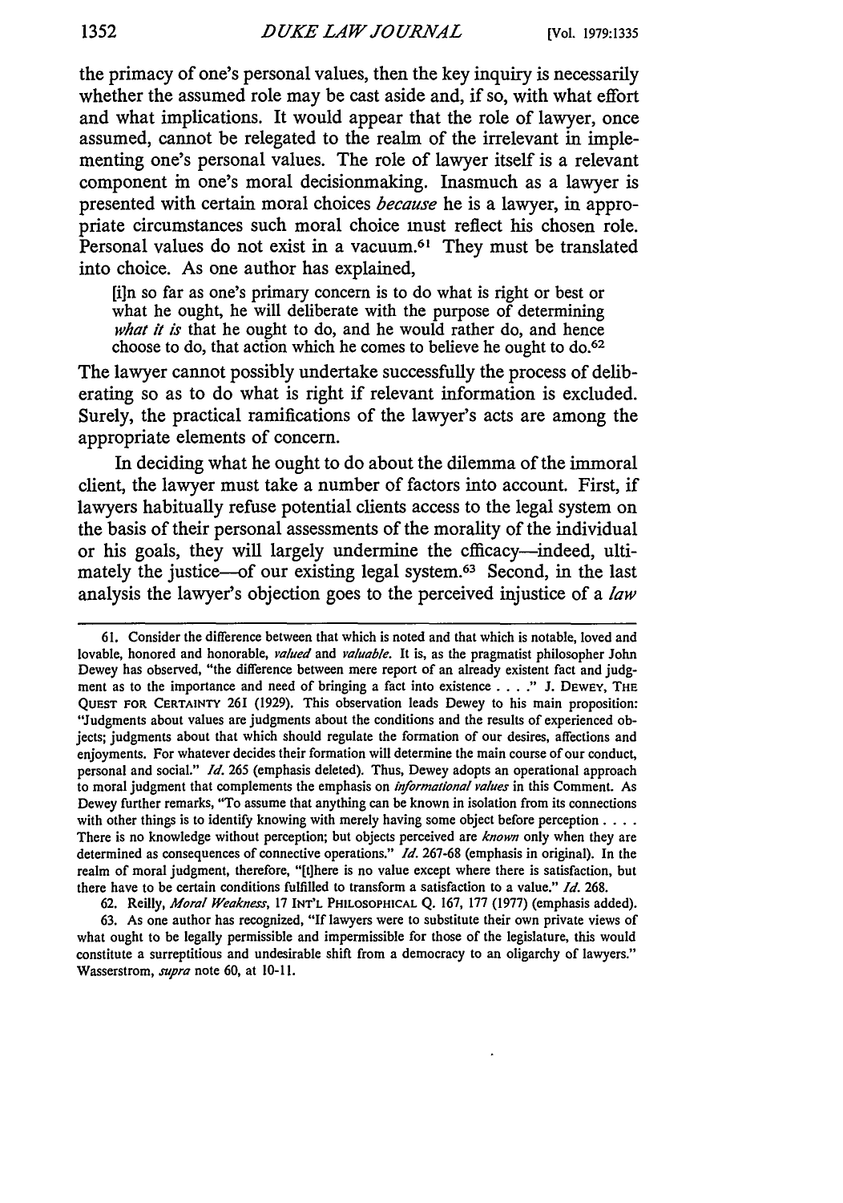the primacy of one's personal values, then the key inquiry is necessarily whether the assumed role may be cast aside and, if so, with what effort and what implications. It would appear that the role of lawyer, once assumed, cannot be relegated to the realm of the irrelevant in implementing one's personal values. The role of lawyer itself is a relevant component in one's moral decisionmaking. Inasmuch as a lawyer is presented with certain moral choices *because* he is a lawyer, in appropriate circumstances such moral choice must reflect his chosen role. Personal values do not exist in a vacuum.[61] They must be translated into choice. As one author has explained,

> [i]n so far as one's primary concern is to do what is right or best or what he ought, he will deliberate with the purpose of determining *what it is* that he ought to do, and he would rather do, and hence choose to do, that action which he comes to believe he ought to do.[62]

The lawyer cannot possibly undertake successfully the process of deliberating so as to do what is right if relevant information is excluded. Surely, the practical ramifications of the lawyer's acts are among the appropriate elements of concern.

In deciding what he ought to do about the dilemma of the immoral client, the lawyer must take a number of factors into account. First, if lawyers habitually refuse potential clients access to the legal system on the basis of their personal assessments of the morality of the individual or his goals, they will largely undermine the efficacy—indeed, ultimately the justice—of our existing legal system.[63] Second, in the last analysis the lawyer's objection goes to the perceived injustice of a *law*

---

61. Consider the difference between that which is noted and that which is notable, loved and lovable, honored and honorable, *valued* and *valuable*. It is, as the pragmatist philosopher John Dewey has observed, "the difference between mere report of an already existent fact and judgment as to the importance and need of bringing a fact into existence . . . ." J. DEWEY, THE QUEST FOR CERTAINTY 261 (1929). This observation leads Dewey to his main proposition: "Judgments about values are judgments about the conditions and the results of experienced objects; judgments about that which should regulate the formation of our desires, affections and enjoyments. For whatever decides their formation will determine the main course of our conduct, personal and social." *Id.* 265 (emphasis deleted). Thus, Dewey adopts an operational approach to moral judgment that complements the emphasis on *informational values* in this Comment. As Dewey further remarks, "To assume that anything can be known in isolation from its connections with other things is to identify knowing with merely having some object before perception . . . . There is no knowledge without perception; but objects perceived are *known* only when they are determined as consequences of connective operations." *Id.* 267-68 (emphasis in original). In the realm of moral judgment, therefore, "[t]here is no value except where there is satisfaction, but there have to be certain conditions fulfilled to transform a satisfaction to a value." *Id.* 268.

62. Reilly, *Moral Weakness*, 17 INT'L PHILOSOPHICAL Q. 167, 177 (1977) (emphasis added).

63. As one author has recognized, "If lawyers were to substitute their own private views of what ought to be legally permissible and impermissible for those of the legislature, this would constitute a surreptitious and undesirable shift from a democracy to an oligarchy of lawyers." Wasserstrom, *supra* note 60, at 10-11.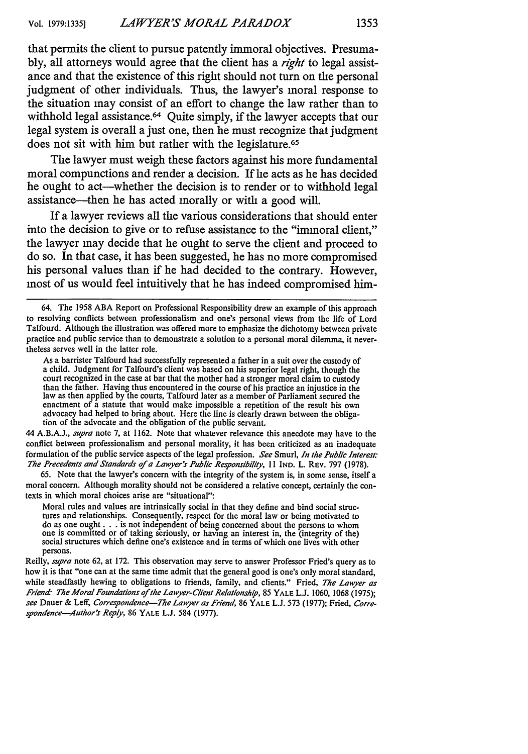that permits the client to pursue patently immoral objectives. Presumably, all attorneys would agree that the client has a *right* to legal assistance and that the existence of this right should not turn on the personal judgment of other individuals. Thus, the lawyer's moral response to the situation may consist of an effort to change the law rather than to withhold legal assistance.[64] Quite simply, if the lawyer accepts that our legal system is overall a just one, then he must recognize that judgment does not sit with him but rather with the legislature.[65]

The lawyer must weigh these factors against his more fundamental moral compunctions and render a decision. If he acts as he has decided he ought to act—whether the decision is to render or to withhold legal assistance—then he has acted morally or with a good will.

If a lawyer reviews all the various considerations that should enter into the decision to give or to refuse assistance to the "immoral client," the lawyer may decide that he ought to serve the client and proceed to do so. In that case, it has been suggested, he has no more compromised his personal values than if he had decided to the contrary. However, most of us would feel intuitively that he has indeed compromised him-

---

64. The 1958 ABA Report on Professional Responsibility drew an example of this approach to resolving conflicts between professionalism and one's personal views from the life of Lord Talfourd. Although the illustration was offered more to emphasize the dichotomy between private practice and public service than to demonstrate a solution to a personal moral dilemma, it nevertheless serves well in the latter role.

> As a barrister Talfourd had successfully represented a father in a suit over the custody of a child. Judgment for Talfourd's client was based on his superior legal right, though the court recognized in the case at bar that the mother had a stronger moral claim to custody than the father. Having thus encountered in the course of his practice an injustice in the law as then applied by the courts, Talfourd later as a member of Parliament secured the enactment of a statute that would make impossible a repetition of the result his own advocacy had helped to bring about. Here the line is clearly drawn between the obligation of the advocate and the obligation of the public servant.

44 A.B.A.J., *supra* note 7, at 1162. Note that whatever relevance this anecdote may have to the conflict between professionalism and personal morality, it has been criticized as an inadequate formulation of the public service aspects of the legal profession. *See* Smurl, *In the Public Interest: The Precedents and Standards of a Lawyer's Public Responsibility*, 11 IND. L. REV. 797 (1978).

65. Note that the lawyer's concern with the integrity of the system is, in some sense, itself a moral concern. Although morality should not be considered a relative concept, certainly the contexts in which moral choices arise are "situational":

> Moral rules and values are intrinsically social in that they define and bind social structures and relationships. Consequently, respect for the moral law or being motivated to do as one ought . . . is not independent of being concerned about the persons to whom one is committed or of taking seriously, or having an interest in, the (integrity of the) social structures which define one's existence and in terms of which one lives with other persons.

Reilly, *supra* note 62, at 172. This observation may serve to answer Professor Fried's query as to how it is that "one can at the same time admit that the general good is one's only moral standard, while steadfastly hewing to obligations to friends, family, and clients." Fried, *The Lawyer as Friend: The Moral Foundations of the Lawyer-Client Relationship*, 85 YALE L.J. 1060, 1068 (1975); *see* Dauer & Leff, *Correspondence—The Lawyer as Friend*, 86 YALE L.J. 573 (1977); Fried, *Correspondence—Author's Reply*, 86 YALE L.J. 584 (1977).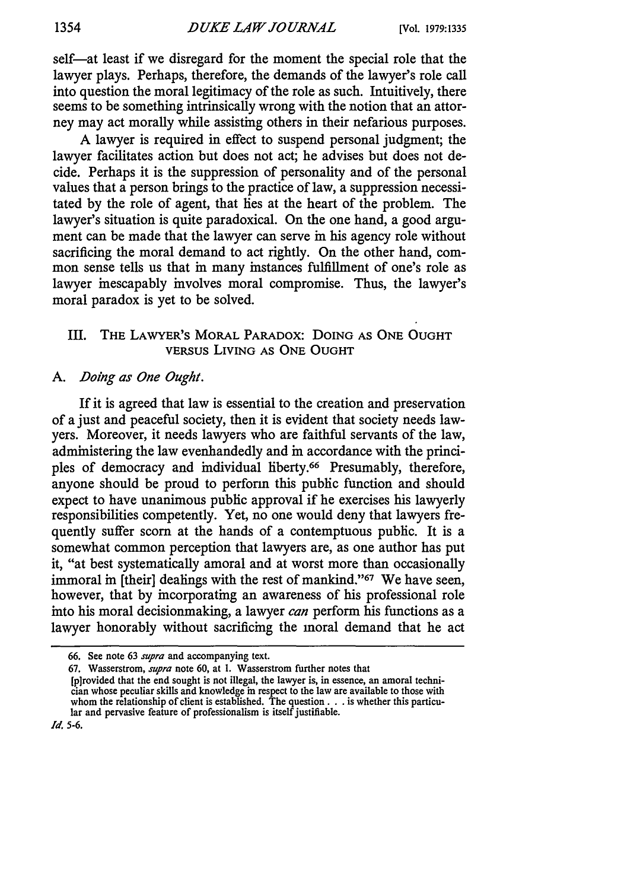self—at least if we disregard for the moment the special role that the lawyer plays. Perhaps, therefore, the demands of the lawyer's role call into question the moral legitimacy of the role as such. Intuitively, there seems to be something intrinsically wrong with the notion that an attorney may act morally while assisting others in their nefarious purposes.

A lawyer is required in effect to suspend personal judgment; the lawyer facilitates action but does not act; he advises but does not decide. Perhaps it is the suppression of personality and of the personal values that a person brings to the practice of law, a suppression necessitated by the role of agent, that lies at the heart of the problem. The lawyer's situation is quite paradoxical. On the one hand, a good argument can be made that the lawyer can serve in his agency role without sacrificing the moral demand to act rightly. On the other hand, common sense tells us that in many instances fulfillment of one's role as lawyer inescapably involves moral compromise. Thus, the lawyer's moral paradox is yet to be solved.

## III. The Lawyer's Moral Paradox: Doing as One Ought versus Living as One Ought

### A. *Doing as One Ought.*

If it is agreed that law is essential to the creation and preservation of a just and peaceful society, then it is evident that society needs lawyers. Moreover, it needs lawyers who are faithful servants of the law, administering the law evenhandedly and in accordance with the principles of democracy and individual liberty.[66] Presumably, therefore, anyone should be proud to perform this public function and should expect to have unanimous public approval if he exercises his lawyerly responsibilities competently. Yet, no one would deny that lawyers frequently suffer scorn at the hands of a contemptuous public. It is a somewhat common perception that lawyers are, as one author has put it, "at best systematically amoral and at worst more than occasionally immoral in [their] dealings with the rest of mankind."[67] We have seen, however, that by incorporating an awareness of his professional role into his moral decisionmaking, a lawyer *can* perform his functions as a lawyer honorably without sacrificing the moral demand that he act

---

66. See note 63 *supra* and accompanying text.

67. Wasserstrom, *supra* note 60, at 1. Wasserstrom further notes that

> [p]rovided that the end sought is not illegal, the lawyer is, in essence, an amoral technician whose peculiar skills and knowledge in respect to the law are available to those with whom the relationship of client is established. The question . . . is whether this particular and pervasive feature of professionalism is itself justifiable.

*Id.* 5-6.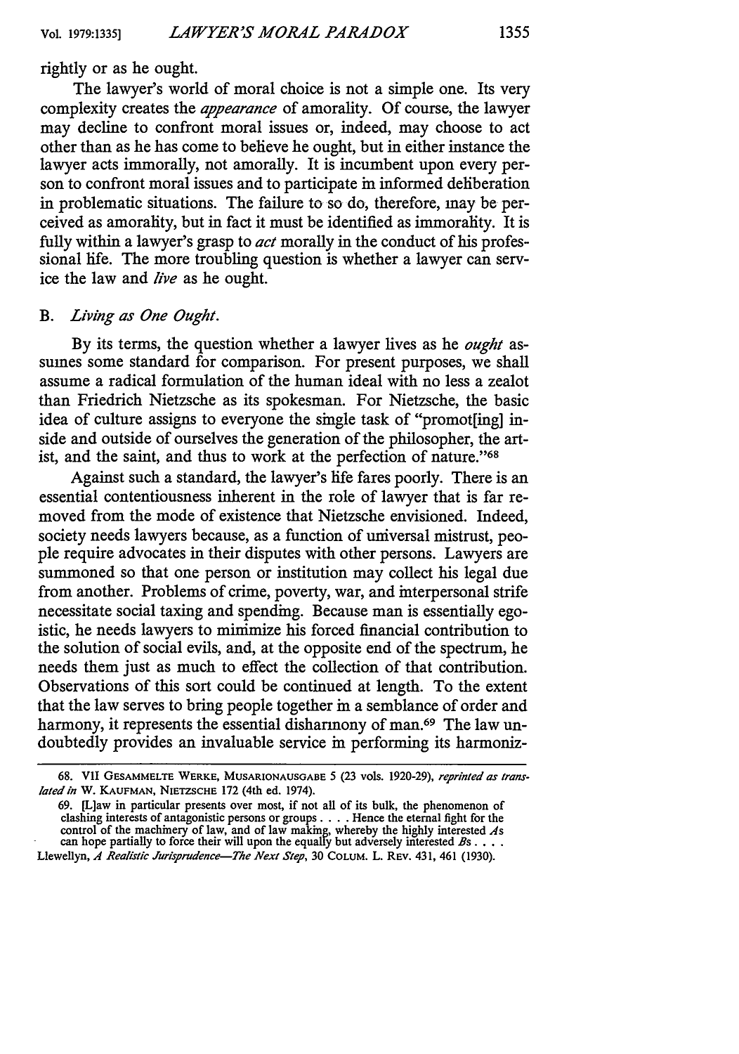rightly or as he ought.

The lawyer's world of moral choice is not a simple one. Its very complexity creates the *appearance* of amorality. Of course, the lawyer may decline to confront moral issues or, indeed, may choose to act other than as he has come to believe he ought, but in either instance the lawyer acts immorally, not amorally. It is incumbent upon every person to confront moral issues and to participate in informed deliberation in problematic situations. The failure to so do, therefore, may be perceived as amorality, but in fact it must be identified as immorality. It is fully within a lawyer's grasp to *act* morally in the conduct of his professional life. The more troubling question is whether a lawyer can service the law and *live* as he ought.

### B. *Living as One Ought.*

By its terms, the question whether a lawyer lives as he *ought* assumes some standard for comparison. For present purposes, we shall assume a radical formulation of the human ideal with no less a zealot than Friedrich Nietzsche as its spokesman. For Nietzsche, the basic idea of culture assigns to everyone the single task of "promot[ing] inside and outside of ourselves the generation of the philosopher, the artist, and the saint, and thus to work at the perfection of nature."[68]

Against such a standard, the lawyer's life fares poorly. There is an essential contentiousness inherent in the role of lawyer that is far removed from the mode of existence that Nietzsche envisioned. Indeed, society needs lawyers because, as a function of universal mistrust, people require advocates in their disputes with other persons. Lawyers are summoned so that one person or institution may collect his legal due from another. Problems of crime, poverty, war, and interpersonal strife necessitate social taxing and spending. Because man is essentially egoistic, he needs lawyers to minimize his forced financial contribution to the solution of social evils, and, at the opposite end of the spectrum, he needs them just as much to effect the collection of that contribution. Observations of this sort could be continued at length. To the extent that the law serves to bring people together in a semblance of order and harmony, it represents the essential disharmony of man.[69] The law undoubtedly provides an invaluable service in performing its harmoniz-

---

68. VII GESAMMELTE WERKE, MUSARIONAUSGABE 5 (23 vols. 1920-29), *reprinted as translated in* W. KAUFMAN, NIETZSCHE 172 (4th ed. 1974).

69. [L]aw in particular presents over most, if not all of its bulk, the phenomenon of clashing interests of antagonistic persons or groups . . . . Hence the eternal fight for the control of the machinery of law, and of law making, whereby the highly interested *A*s can hope partially to force their will upon the equally but adversely interested *B*s . . . .

Llewellyn, *A Realistic Jurisprudence—The Next Step*, 30 COLUM. L. REV. 431, 461 (1930).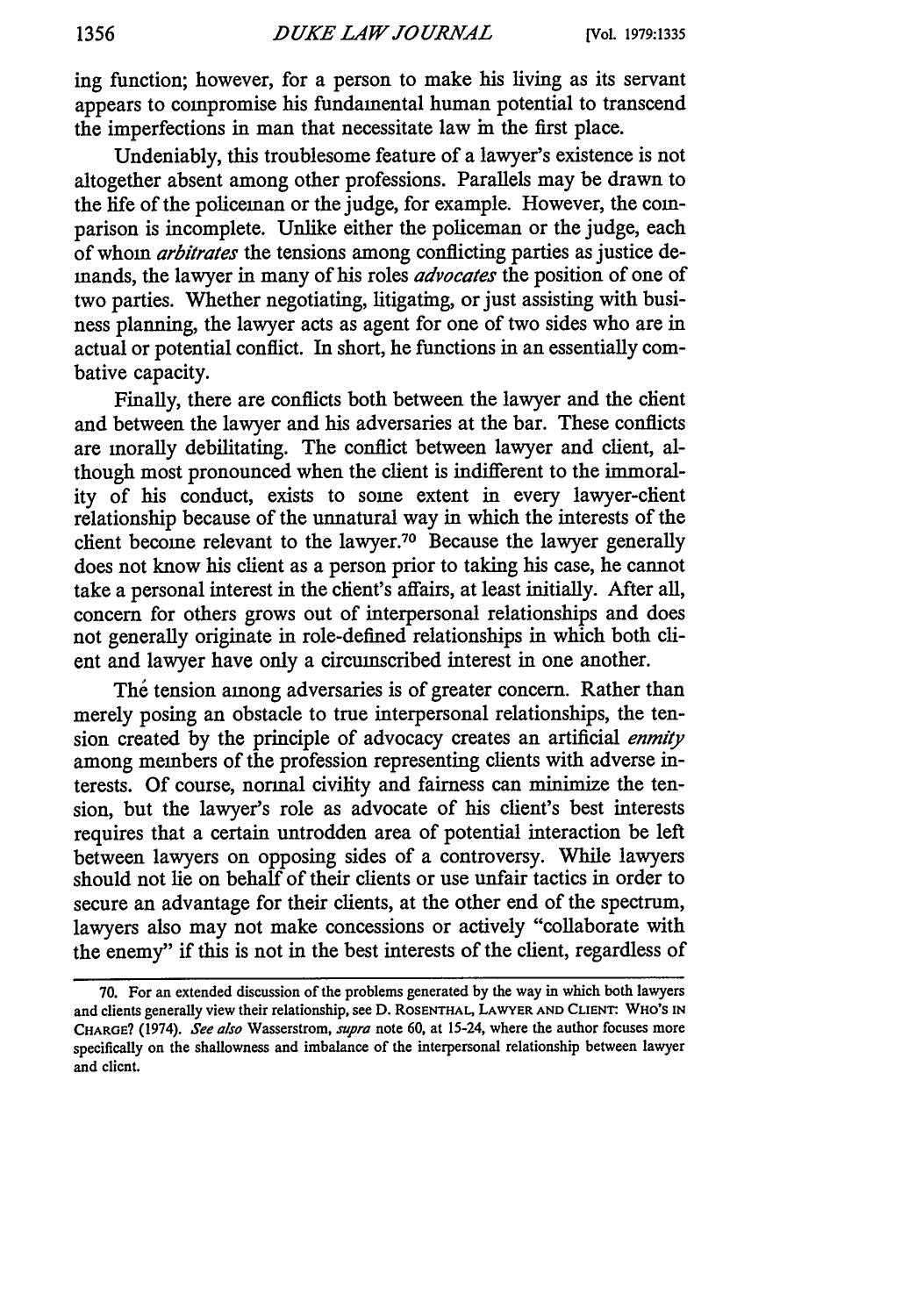ing function; however, for a person to make his living as its servant appears to compromise his fundamental human potential to transcend the imperfections in man that necessitate law in the first place.

Undeniably, this troublesome feature of a lawyer's existence is not altogether absent among other professions. Parallels may be drawn to the life of the policeman or the judge, for example. However, the comparison is incomplete. Unlike either the policeman or the judge, each of whom *arbitrates* the tensions among conflicting parties as justice demands, the lawyer in many of his roles *advocates* the position of one of two parties. Whether negotiating, litigating, or just assisting with business planning, the lawyer acts as agent for one of two sides who are in actual or potential conflict. In short, he functions in an essentially combative capacity.

Finally, there are conflicts both between the lawyer and the client and between the lawyer and his adversaries at the bar. These conflicts are morally debilitating. The conflict between lawyer and client, although most pronounced when the client is indifferent to the immorality of his conduct, exists to some extent in every lawyer-client relationship because of the unnatural way in which the interests of the client become relevant to the lawyer.[70] Because the lawyer generally does not know his client as a person prior to taking his case, he cannot take a personal interest in the client's affairs, at least initially. After all, concern for others grows out of interpersonal relationships and does not generally originate in role-defined relationships in which both client and lawyer have only a circumscribed interest in one another.

The tension among adversaries is of greater concern. Rather than merely posing an obstacle to true interpersonal relationships, the tension created by the principle of advocacy creates an artificial *enmity* among members of the profession representing clients with adverse interests. Of course, normal civility and fairness can minimize the tension, but the lawyer's role as advocate of his client's best interests requires that a certain untrodden area of potential interaction be left between lawyers on opposing sides of a controversy. While lawyers should not lie on behalf of their clients or use unfair tactics in order to secure an advantage for their clients, at the other end of the spectrum, lawyers also may not make concessions or actively "collaborate with the enemy" if this is not in the best interests of the client, regardless of

---

70. For an extended discussion of the problems generated by the way in which both lawyers and clients generally view their relationship, see D. Rosenthal, Lawyer and Client: Who's in Charge? (1974). *See also* Wasserstrom, *supra* note 60, at 15-24, where the author focuses more specifically on the shallowness and imbalance of the interpersonal relationship between lawyer and client.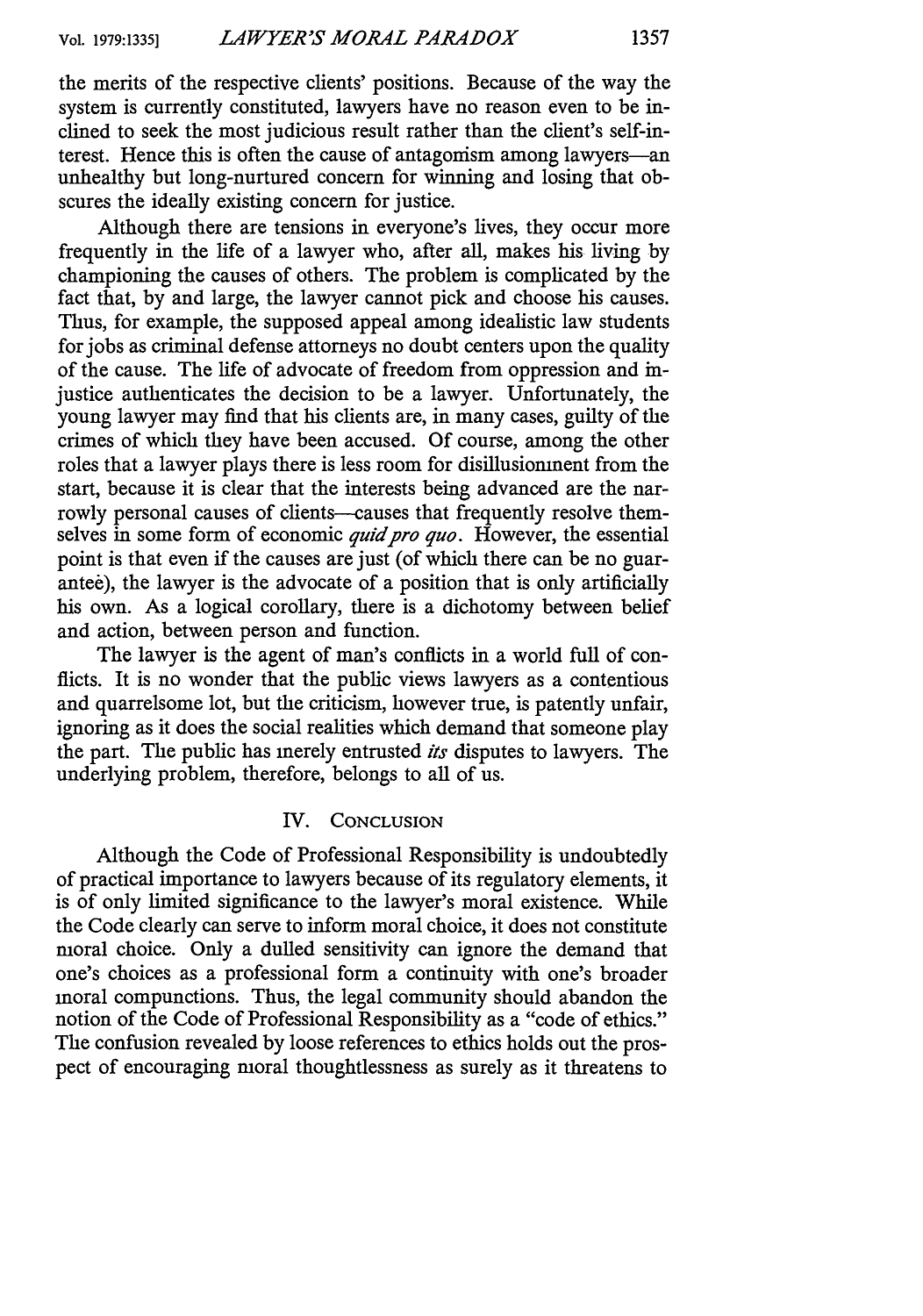the merits of the respective clients' positions. Because of the way the system is currently constituted, lawyers have no reason even to be inclined to seek the most judicious result rather than the client's self-interest. Hence this is often the cause of antagonism among lawyers—an unhealthy but long-nurtured concern for winning and losing that obscures the ideally existing concern for justice.

Although there are tensions in everyone's lives, they occur more frequently in the life of a lawyer who, after all, makes his living by championing the causes of others. The problem is complicated by the fact that, by and large, the lawyer cannot pick and choose his causes. Thus, for example, the supposed appeal among idealistic law students for jobs as criminal defense attorneys no doubt centers upon the quality of the cause. The life of advocate of freedom from oppression and injustice authenticates the decision to be a lawyer. Unfortunately, the young lawyer may find that his clients are, in many cases, guilty of the crimes of which they have been accused. Of course, among the other roles that a lawyer plays there is less room for disillusionment from the start, because it is clear that the interests being advanced are the narrowly personal causes of clients—causes that frequently resolve themselves in some form of economic *quid pro quo*. However, the essential point is that even if the causes are just (of which there can be no guarantee), the lawyer is the advocate of a position that is only artificially his own. As a logical corollary, there is a dichotomy between belief and action, between person and function.

The lawyer is the agent of man's conflicts in a world full of conflicts. It is no wonder that the public views lawyers as a contentious and quarrelsome lot, but the criticism, however true, is patently unfair, ignoring as it does the social realities which demand that someone play the part. The public has merely entrusted *its* disputes to lawyers. The underlying problem, therefore, belongs to all of us.

## IV. Conclusion

Although the Code of Professional Responsibility is undoubtedly of practical importance to lawyers because of its regulatory elements, it is of only limited significance to the lawyer's moral existence. While the Code clearly can serve to inform moral choice, it does not constitute moral choice. Only a dulled sensitivity can ignore the demand that one's choices as a professional form a continuity with one's broader moral compunctions. Thus, the legal community should abandon the notion of the Code of Professional Responsibility as a "code of ethics." The confusion revealed by loose references to ethics holds out the prospect of encouraging moral thoughtlessness as surely as it threatens to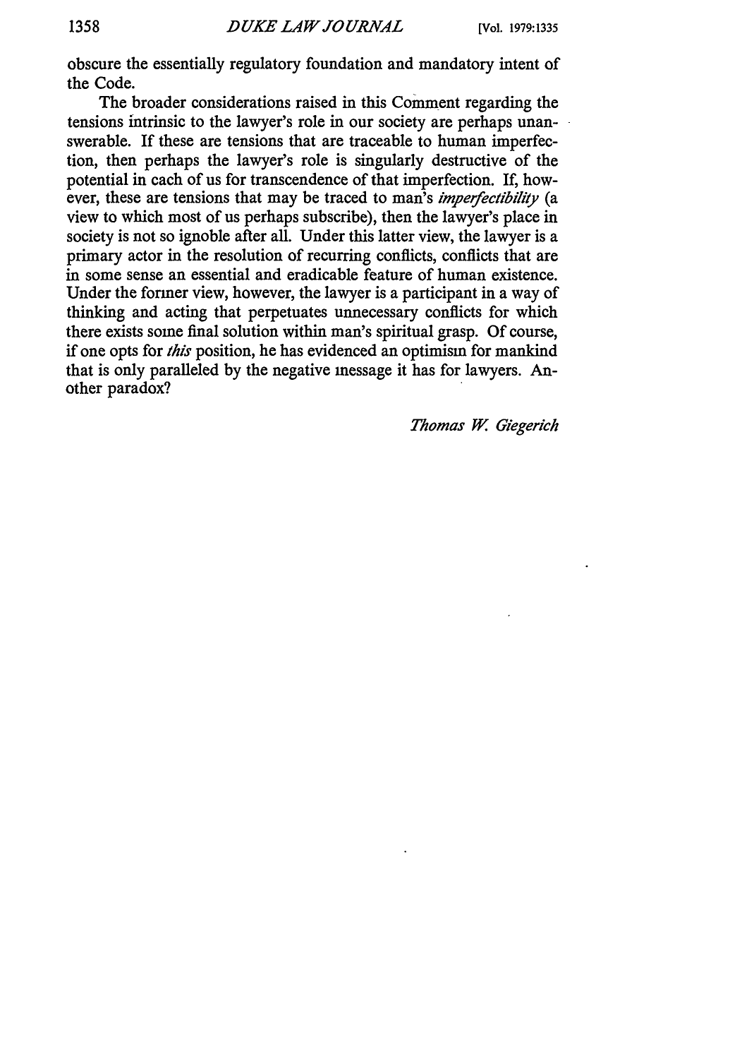obscure the essentially regulatory foundation and mandatory intent of the Code.

The broader considerations raised in this Comment regarding the tensions intrinsic to the lawyer's role in our society are perhaps unanswerable. If these are tensions that are traceable to human imperfection, then perhaps the lawyer's role is singularly destructive of the potential in each of us for transcendence of that imperfection. If, however, these are tensions that may be traced to man's *imperfectibility* (a view to which most of us perhaps subscribe), then the lawyer's place in society is not so ignoble after all. Under this latter view, the lawyer is a primary actor in the resolution of recurring conflicts, conflicts that are in some sense an essential and eradicable feature of human existence. Under the former view, however, the lawyer is a participant in a way of thinking and acting that perpetuates unnecessary conflicts for which there exists some final solution within man's spiritual grasp. Of course, if one opts for *this* position, he has evidenced an optimism for mankind that is only paralleled by the negative message it has for lawyers. Another paradox?

*Thomas W. Giegerich*